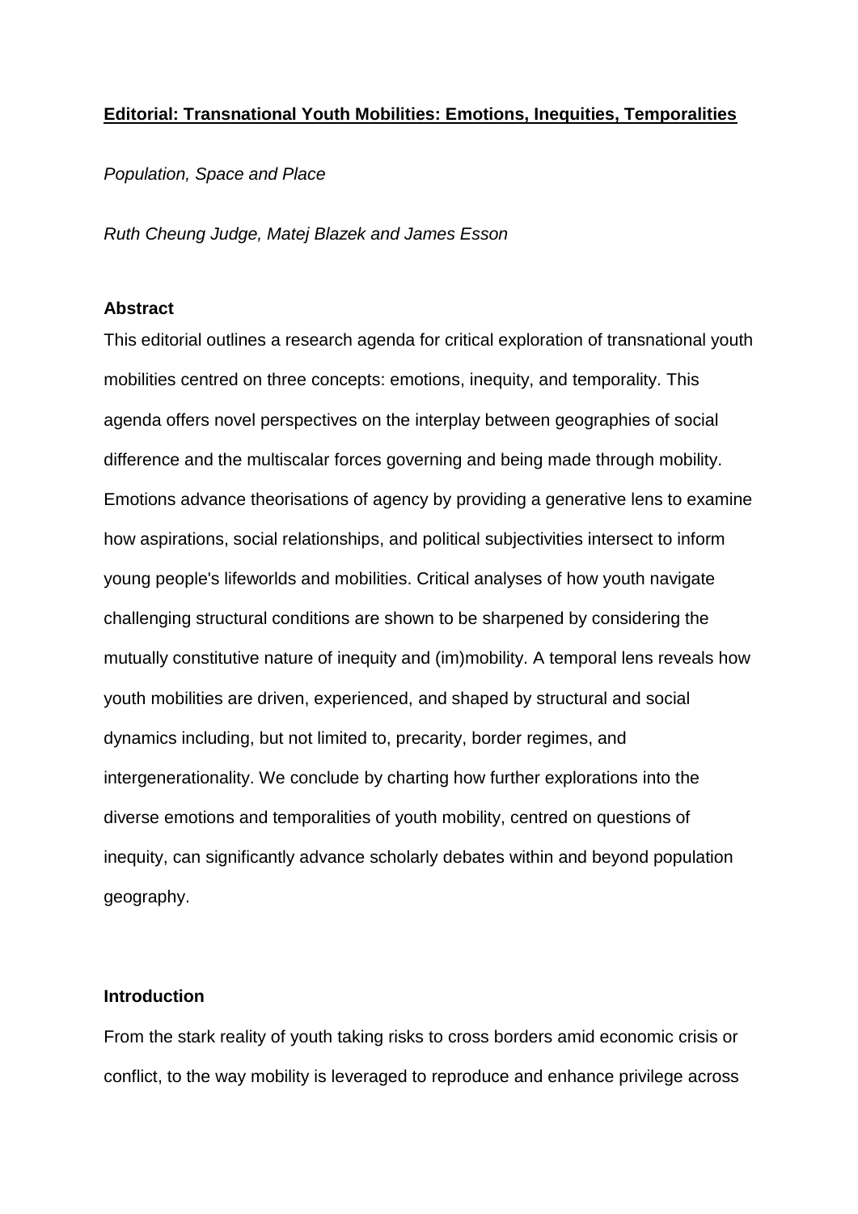# Editorial: Transnational Youth Mobilities: Emotions, Inequities, Temporalities

*Population, Space and Place*

*Ruth Cheung Judge, Matej Blazek and James Esson*

## Abstract

This editorial outlines a research agenda for critical exploration of transnational youth mobilities centred on three concepts: emotions, inequity, and temporality. This agenda offers novel perspectives on the interplay between geographies of social difference and the multiscalar forces governing and being made through mobility. Emotions advance theorisations of agency by providing a generative lens to examine how aspirations, social relationships, and political subjectivities intersect to inform young people's lifeworlds and mobilities. Critical analyses of how youth navigate challenging structural conditions are shown to be sharpened by considering the mutually constitutive nature of inequity and (im)mobility. A temporal lens reveals how youth mobilities are driven, experienced, and shaped by structural and social dynamics including, but not limited to, precarity, border regimes, and intergenerationality. We conclude by charting how further explorations into the diverse emotions and temporalities of youth mobility, centred on questions of inequity, can significantly advance scholarly debates within and beyond population geography.

## Introduction

From the stark reality of youth taking risks to cross borders amid economic crisis or conflict, to the way mobility is leveraged to reproduce and enhance privilege across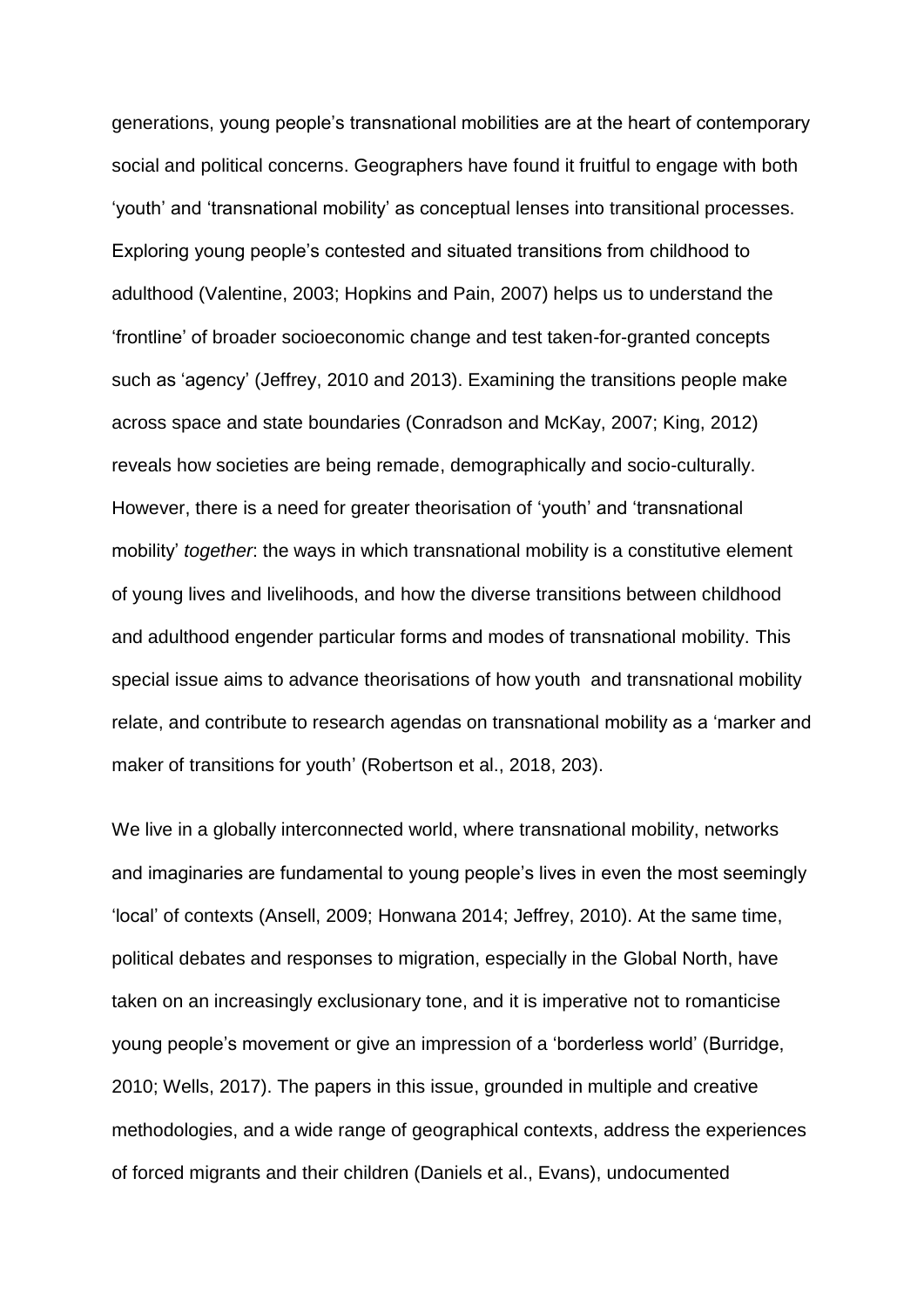generations, young people's transnational mobilities are at the heart of contemporary social and political concerns. Geographers have found it fruitful to engage with both 'youth' and 'transnational mobility' as conceptual lenses into transitional processes. Exploring young people's contested and situated transitions from childhood to adulthood (Valentine, 2003; Hopkins and Pain, 2007) helps us to understand the 'frontline' of broader socioeconomic change and test taken-for-granted concepts such as 'agency' (Jeffrey, 2010 and 2013). Examining the transitions people make across space and state boundaries (Conradson and McKay, 2007; King, 2012) reveals how societies are being remade, demographically and socio-culturally. However, there is a need for greater theorisation of 'youth' and 'transnational mobility' *together*: the ways in which transnational mobility is a constitutive element of young lives and livelihoods, and how the diverse transitions between childhood and adulthood engender particular forms and modes of transnational mobility. This special issue aims to advance theorisations of how youth and transnational mobility relate, and contribute to research agendas on transnational mobility as a 'marker and maker of transitions for youth' (Robertson et al., 2018, 203).

We live in a globally interconnected world, where transnational mobility, networks and imaginaries are fundamental to young people's lives in even the most seemingly 'local' of contexts (Ansell, 2009; Honwana 2014; Jeffrey, 2010). At the same time, political debates and responses to migration, especially in the Global North, have taken on an increasingly exclusionary tone, and it is imperative not to romanticise young people's movement or give an impression of a 'borderless world' (Burridge, 2010; Wells, 2017). The papers in this issue, grounded in multiple and creative methodologies, and a wide range of geographical contexts, address the experiences of forced migrants and their children (Daniels et al., Evans), undocumented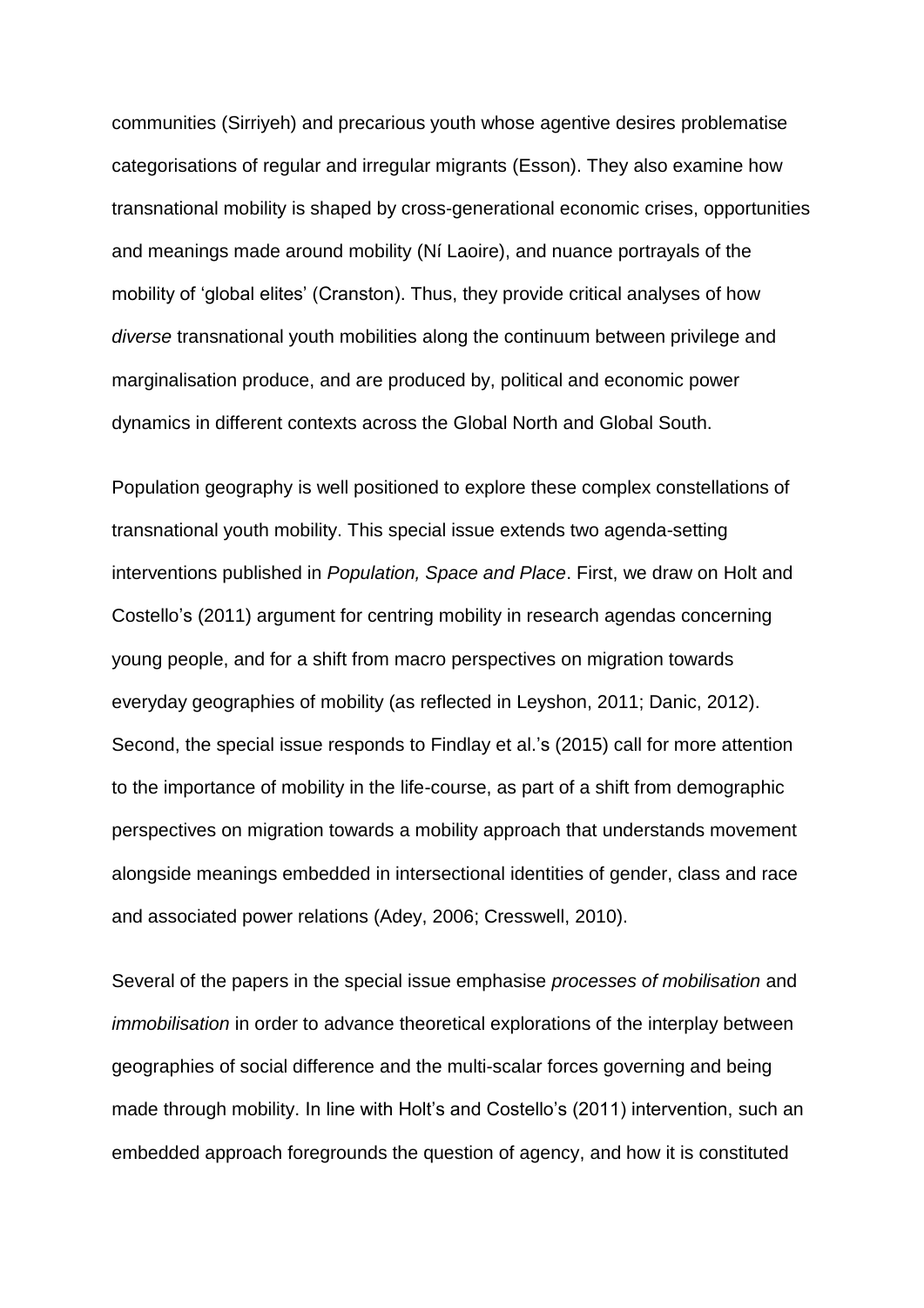communities (Sirriyeh) and precarious youth whose agentive desires problematise categorisations of regular and irregular migrants (Esson). They also examine how transnational mobility is shaped by cross-generational economic crises, opportunities and meanings made around mobility (Ní Laoire), and nuance portrayals of the mobility of 'global elites' (Cranston). Thus, they provide critical analyses of how *diverse* transnational youth mobilities along the continuum between privilege and marginalisation produce, and are produced by, political and economic power dynamics in different contexts across the Global North and Global South.

Population geography is well positioned to explore these complex constellations of transnational youth mobility. This special issue extends two agenda-setting interventions published in *Population, Space and Place*. First, we draw on Holt and Costello's (2011) argument for centring mobility in research agendas concerning young people, and for a shift from macro perspectives on migration towards everyday geographies of mobility (as reflected in Leyshon, 2011; Danic, 2012). Second, the special issue responds to Findlay et al.'s (2015) call for more attention to the importance of mobility in the life-course, as part of a shift from demographic perspectives on migration towards a mobility approach that understands movement alongside meanings embedded in intersectional identities of gender, class and race and associated power relations (Adey, 2006; Cresswell, 2010).

Several of the papers in the special issue emphasise *processes of mobilisation* and *immobilisation* in order to advance theoretical explorations of the interplay between geographies of social difference and the multi-scalar forces governing and being made through mobility. In line with Holt's and Costello's (2011) intervention, such an embedded approach foregrounds the question of agency, and how it is constituted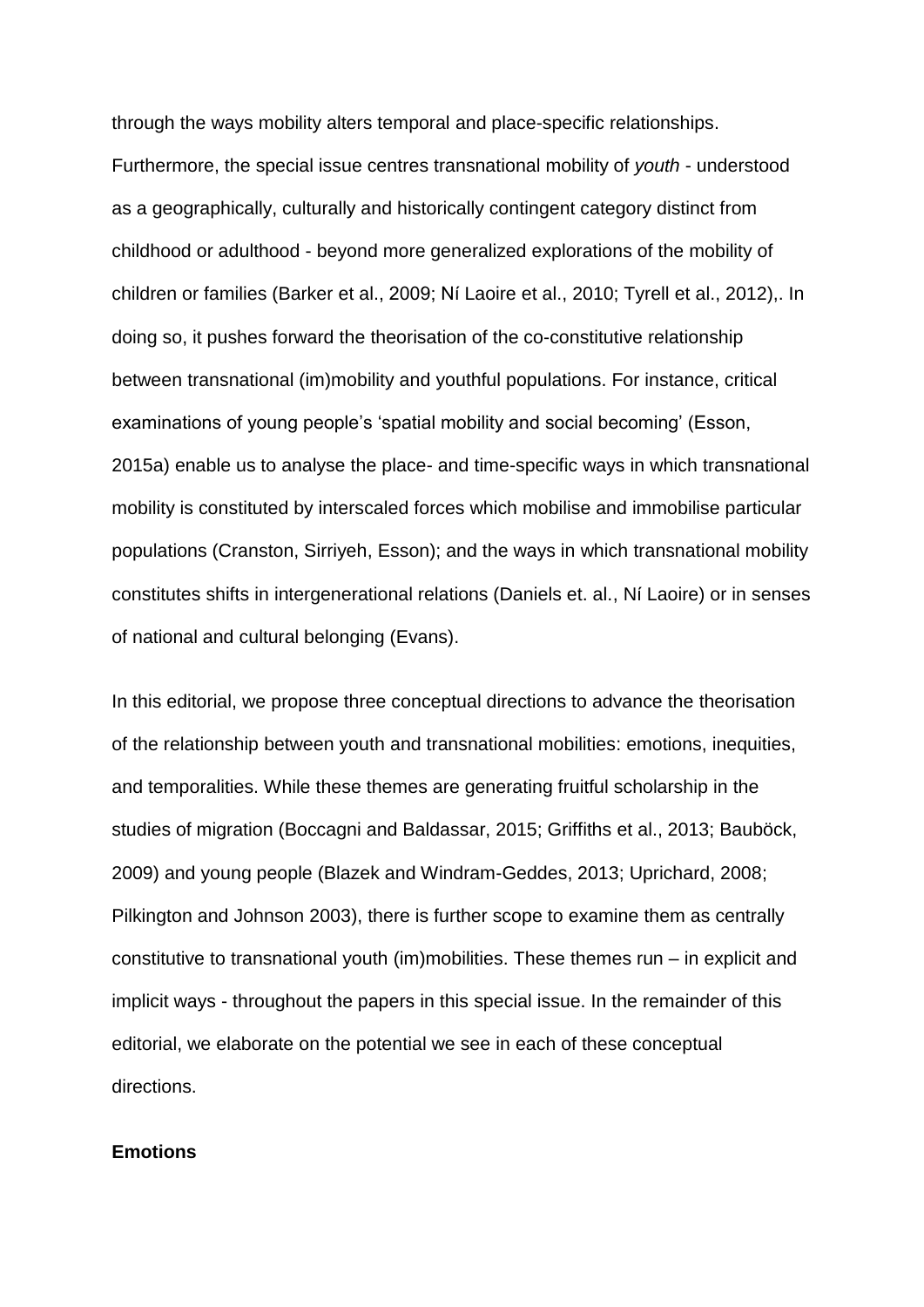through the ways mobility alters temporal and place-specific relationships. Furthermore, the special issue centres transnational mobility of *youth* - understood as a geographically, culturally and historically contingent category distinct from childhood or adulthood - beyond more generalized explorations of the mobility of children or families (Barker et al., 2009; Ní Laoire et al., 2010; Tyrell et al., 2012),. In doing so, it pushes forward the theorisation of the co-constitutive relationship between transnational (im)mobility and youthful populations. For instance, critical examinations of young people's 'spatial mobility and social becoming' (Esson, 2015a) enable us to analyse the place- and time-specific ways in which transnational mobility is constituted by interscaled forces which mobilise and immobilise particular populations (Cranston, Sirriyeh, Esson); and the ways in which transnational mobility constitutes shifts in intergenerational relations (Daniels et. al., Ní Laoire) or in senses of national and cultural belonging (Evans).

In this editorial, we propose three conceptual directions to advance the theorisation of the relationship between youth and transnational mobilities: emotions, inequities, and temporalities. While these themes are generating fruitful scholarship in the studies of migration (Boccagni and Baldassar, 2015; Griffiths et al., 2013; Bauböck, 2009) and young people (Blazek and Windram-Geddes, 2013; Uprichard, 2008; Pilkington and Johnson 2003), there is further scope to examine them as centrally constitutive to transnational youth (im)mobilities. These themes run – in explicit and implicit ways - throughout the papers in this special issue. In the remainder of this editorial, we elaborate on the potential we see in each of these conceptual directions.

## Emotions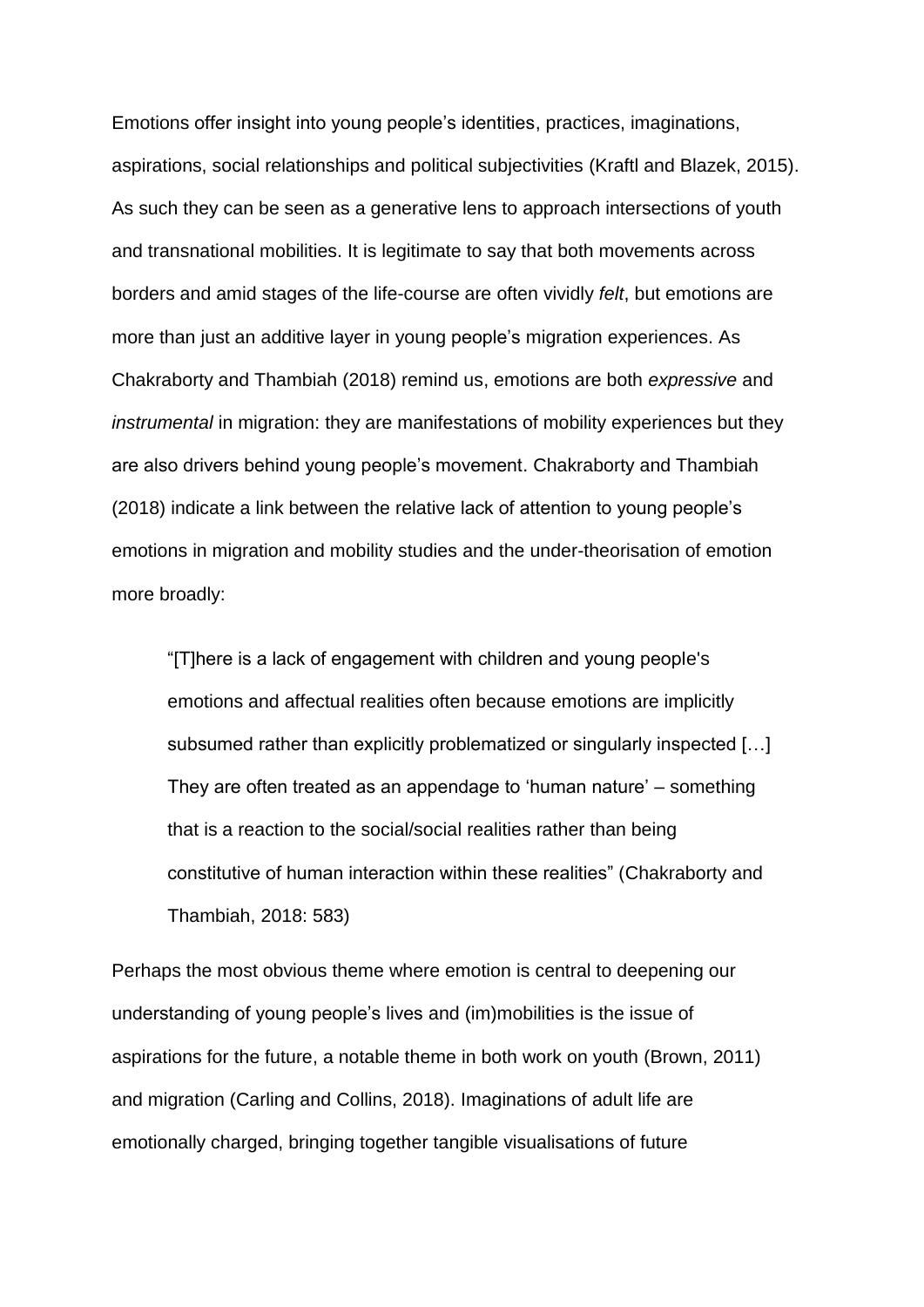Emotions offer insight into young people's identities, practices, imaginations, aspirations, social relationships and political subjectivities (Kraftl and Blazek, 2015). As such they can be seen as a generative lens to approach intersections of youth and transnational mobilities. It is legitimate to say that both movements across borders and amid stages of the life-course are often vividly *felt*, but emotions are more than just an additive layer in young people's migration experiences. As Chakraborty and Thambiah (2018) remind us, emotions are both *expressive* and *instrumental* in migration: they are manifestations of mobility experiences but they are also drivers behind young people's movement. Chakraborty and Thambiah (2018) indicate a link between the relative lack of attention to young people's emotions in migration and mobility studies and the under-theorisation of emotion more broadly:

> "[T]here is a lack of engagement with children and young people's emotions and affectual realities often because emotions are implicitly subsumed rather than explicitly problematized or singularly inspected […] They are often treated as an appendage to 'human nature' – something that is a reaction to the social/social realities rather than being constitutive of human interaction within these realities" (Chakraborty and Thambiah, 2018: 583)

Perhaps the most obvious theme where emotion is central to deepening our understanding of young people's lives and (im)mobilities is the issue of aspirations for the future, a notable theme in both work on youth (Brown, 2011) and migration (Carling and Collins, 2018). Imaginations of adult life are emotionally charged, bringing together tangible visualisations of future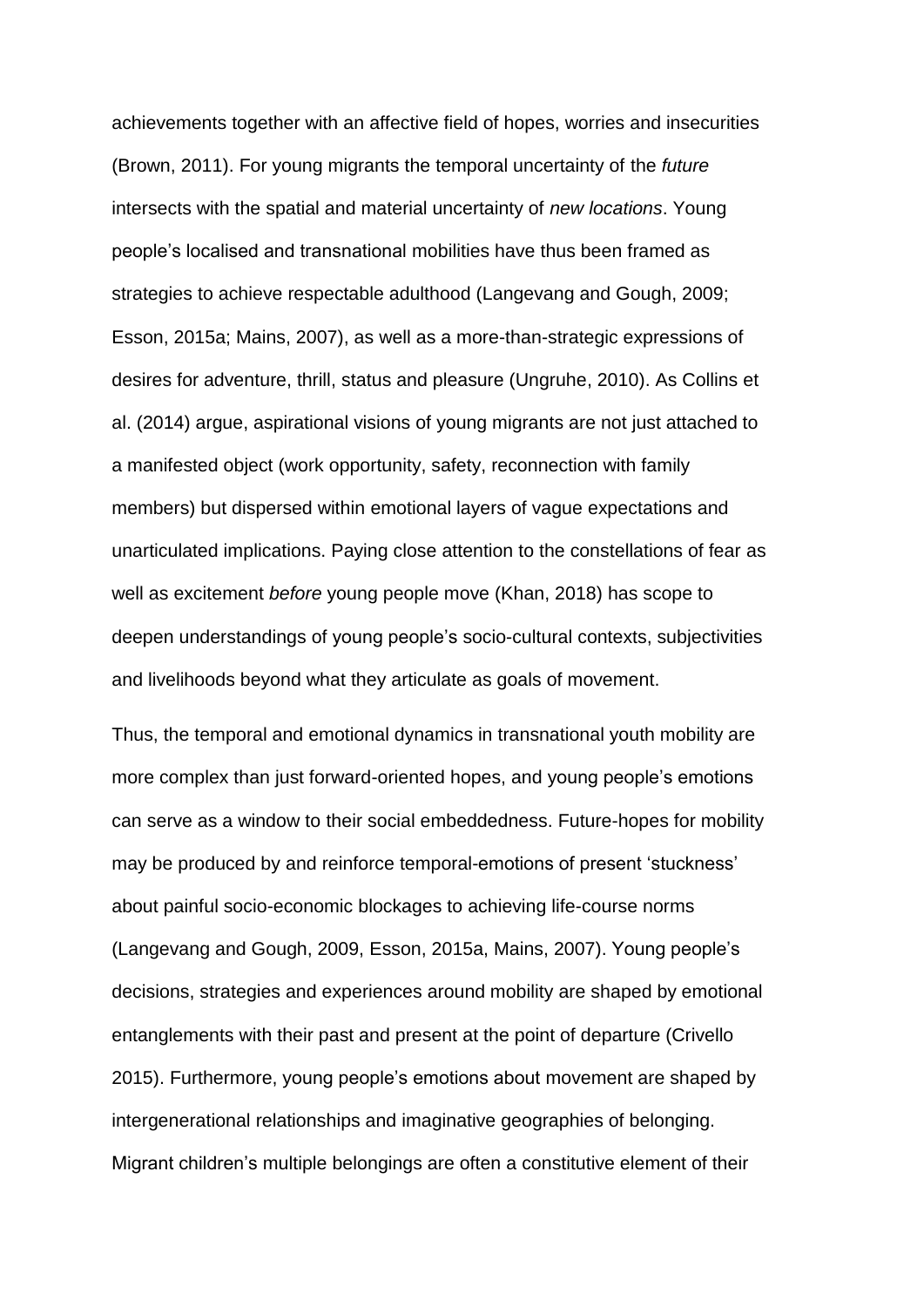achievements together with an affective field of hopes, worries and insecurities (Brown, 2011). For young migrants the temporal uncertainty of the *future* intersects with the spatial and material uncertainty of *new locations*. Young people's localised and transnational mobilities have thus been framed as strategies to achieve respectable adulthood (Langevang and Gough, 2009; Esson, 2015a; Mains, 2007), as well as a more-than-strategic expressions of desires for adventure, thrill, status and pleasure (Ungruhe, 2010). As Collins et al. (2014) argue, aspirational visions of young migrants are not just attached to a manifested object (work opportunity, safety, reconnection with family members) but dispersed within emotional layers of vague expectations and unarticulated implications. Paying close attention to the constellations of fear as well as excitement *before* young people move (Khan, 2018) has scope to deepen understandings of young people's socio-cultural contexts, subjectivities and livelihoods beyond what they articulate as goals of movement.

Thus, the temporal and emotional dynamics in transnational youth mobility are more complex than just forward-oriented hopes, and young people's emotions can serve as a window to their social embeddedness. Future-hopes for mobility may be produced by and reinforce temporal-emotions of present 'stuckness' about painful socio-economic blockages to achieving life-course norms (Langevang and Gough, 2009, Esson, 2015a, Mains, 2007). Young people's decisions, strategies and experiences around mobility are shaped by emotional entanglements with their past and present at the point of departure (Crivello 2015). Furthermore, young people's emotions about movement are shaped by intergenerational relationships and imaginative geographies of belonging. Migrant children's multiple belongings are often a constitutive element of their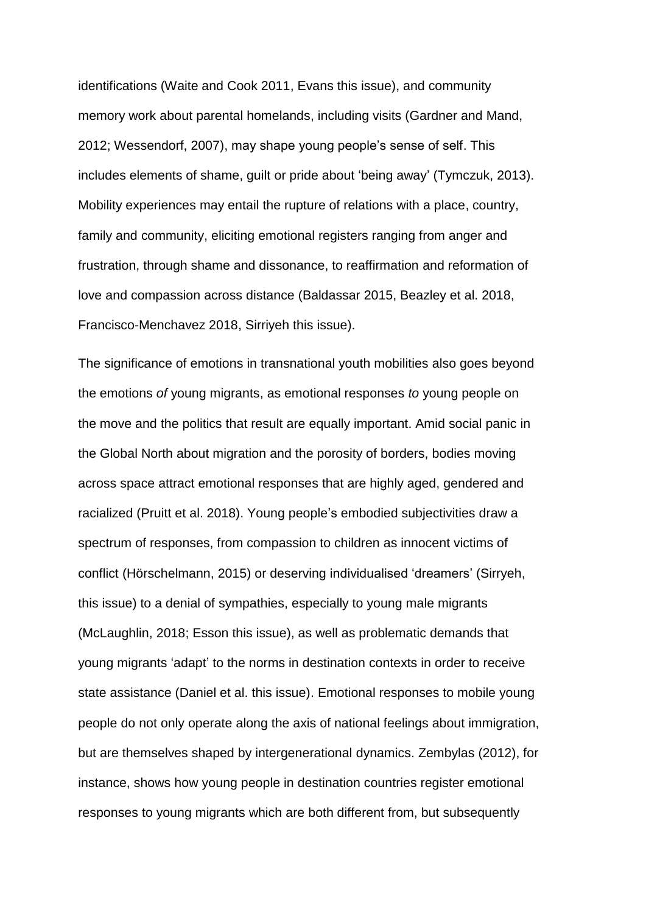identifications (Waite and Cook 2011, Evans this issue), and community memory work about parental homelands, including visits (Gardner and Mand, 2012; Wessendorf, 2007), may shape young people's sense of self. This includes elements of shame, guilt or pride about 'being away' (Tymczuk, 2013). Mobility experiences may entail the rupture of relations with a place, country, family and community, eliciting emotional registers ranging from anger and frustration, through shame and dissonance, to reaffirmation and reformation of love and compassion across distance (Baldassar 2015, Beazley et al. 2018, Francisco-Menchavez 2018, Sirriyeh this issue).

The significance of emotions in transnational youth mobilities also goes beyond the emotions *of* young migrants, as emotional responses *to* young people on the move and the politics that result are equally important. Amid social panic in the Global North about migration and the porosity of borders, bodies moving across space attract emotional responses that are highly aged, gendered and racialized (Pruitt et al. 2018). Young people's embodied subjectivities draw a spectrum of responses, from compassion to children as innocent victims of conflict (Hörschelmann, 2015) or deserving individualised 'dreamers' (Sirryeh, this issue) to a denial of sympathies, especially to young male migrants (McLaughlin, 2018; Esson this issue), as well as problematic demands that young migrants 'adapt' to the norms in destination contexts in order to receive state assistance (Daniel et al. this issue). Emotional responses to mobile young people do not only operate along the axis of national feelings about immigration, but are themselves shaped by intergenerational dynamics. Zembylas (2012), for instance, shows how young people in destination countries register emotional responses to young migrants which are both different from, but subsequently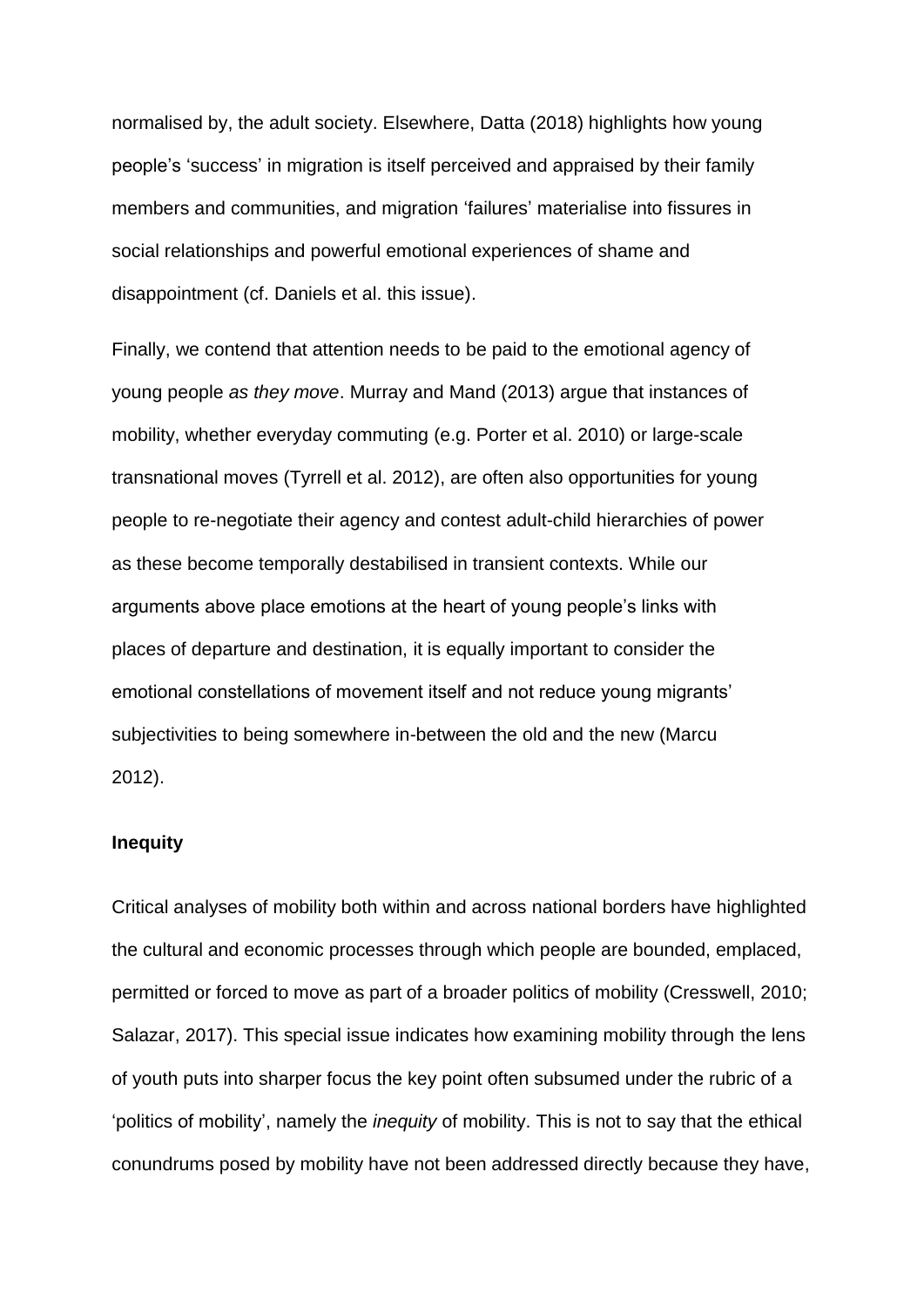normalised by, the adult society. Elsewhere, Datta (2018) highlights how young people's 'success' in migration is itself perceived and appraised by their family members and communities, and migration 'failures' materialise into fissures in social relationships and powerful emotional experiences of shame and disappointment (cf. Daniels et al. this issue).

Finally, we contend that attention needs to be paid to the emotional agency of young people *as they move*. Murray and Mand (2013) argue that instances of mobility, whether everyday commuting (e.g. Porter et al. 2010) or large-scale transnational moves (Tyrrell et al. 2012), are often also opportunities for young people to re-negotiate their agency and contest adult-child hierarchies of power as these become temporally destabilised in transient contexts. While our arguments above place emotions at the heart of young people's links with places of departure and destination, it is equally important to consider the emotional constellations of movement itself and not reduce young migrants' subjectivities to being somewhere in-between the old and the new (Marcu 2012).

### Inequity

Critical analyses of mobility both within and across national borders have highlighted the cultural and economic processes through which people are bounded, emplaced, permitted or forced to move as part of a broader politics of mobility (Cresswell, 2010; Salazar, 2017). This special issue indicates how examining mobility through the lens of youth puts into sharper focus the key point often subsumed under the rubric of a 'politics of mobility', namely the *inequity* of mobility. This is not to say that the ethical conundrums posed by mobility have not been addressed directly because they have,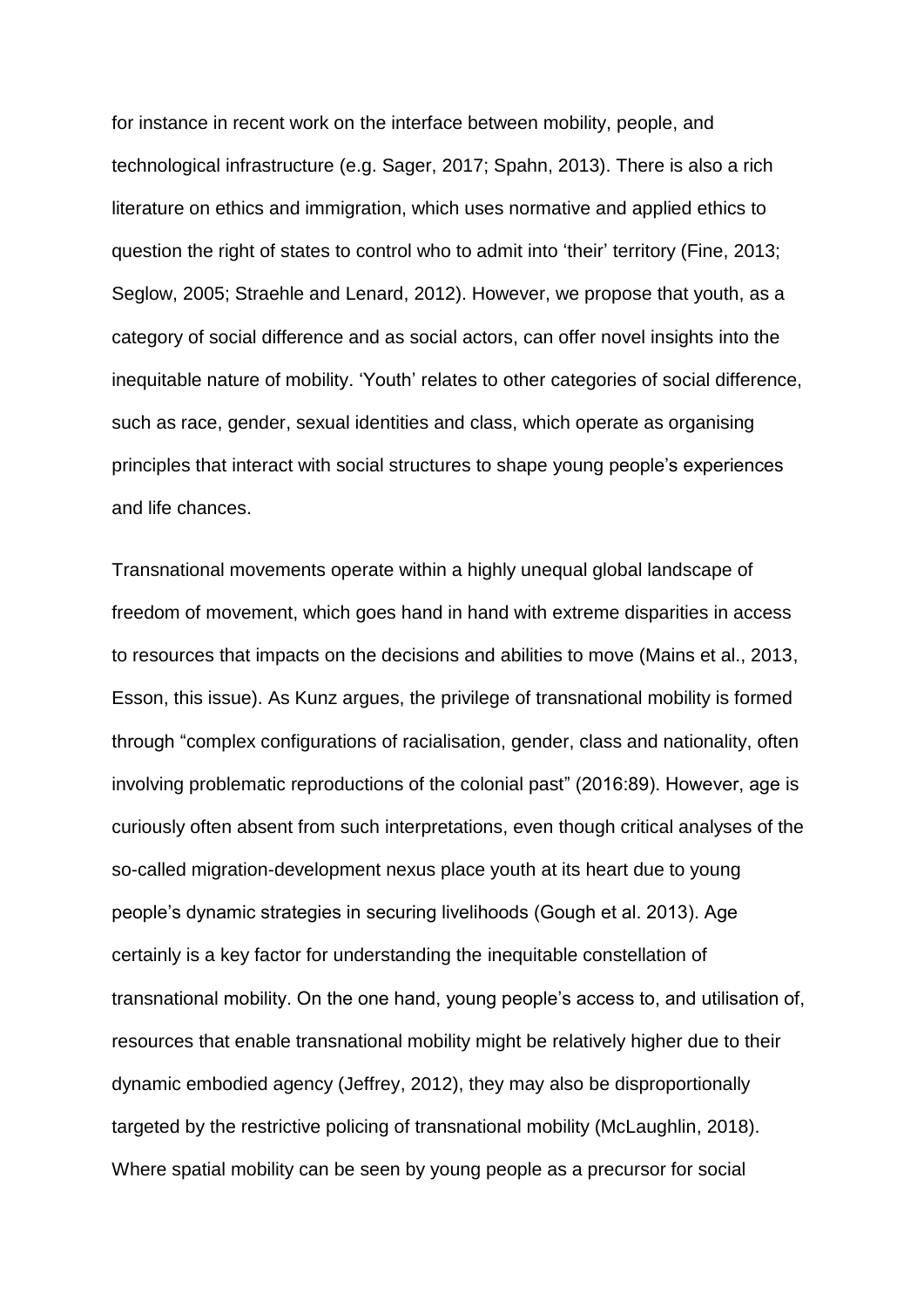for instance in recent work on the interface between mobility, people, and technological infrastructure (e.g. Sager, 2017; Spahn, 2013). There is also a rich literature on ethics and immigration, which uses normative and applied ethics to question the right of states to control who to admit into 'their' territory (Fine, 2013; Seglow, 2005; Straehle and Lenard, 2012). However, we propose that youth, as a category of social difference and as social actors, can offer novel insights into the inequitable nature of mobility. 'Youth' relates to other categories of social difference, such as race, gender, sexual identities and class, which operate as organising principles that interact with social structures to shape young people's experiences and life chances.

Transnational movements operate within a highly unequal global landscape of freedom of movement, which goes hand in hand with extreme disparities in access to resources that impacts on the decisions and abilities to move (Mains et al., 2013, Esson, this issue). As Kunz argues, the privilege of transnational mobility is formed through "complex configurations of racialisation, gender, class and nationality, often involving problematic reproductions of the colonial past" (2016:89). However, age is curiously often absent from such interpretations, even though critical analyses of the so-called migration-development nexus place youth at its heart due to young people's dynamic strategies in securing livelihoods (Gough et al. 2013). Age certainly is a key factor for understanding the inequitable constellation of transnational mobility. On the one hand, young people's access to, and utilisation of, resources that enable transnational mobility might be relatively higher due to their dynamic embodied agency (Jeffrey, 2012), they may also be disproportionally targeted by the restrictive policing of transnational mobility (McLaughlin, 2018). Where spatial mobility can be seen by young people as a precursor for social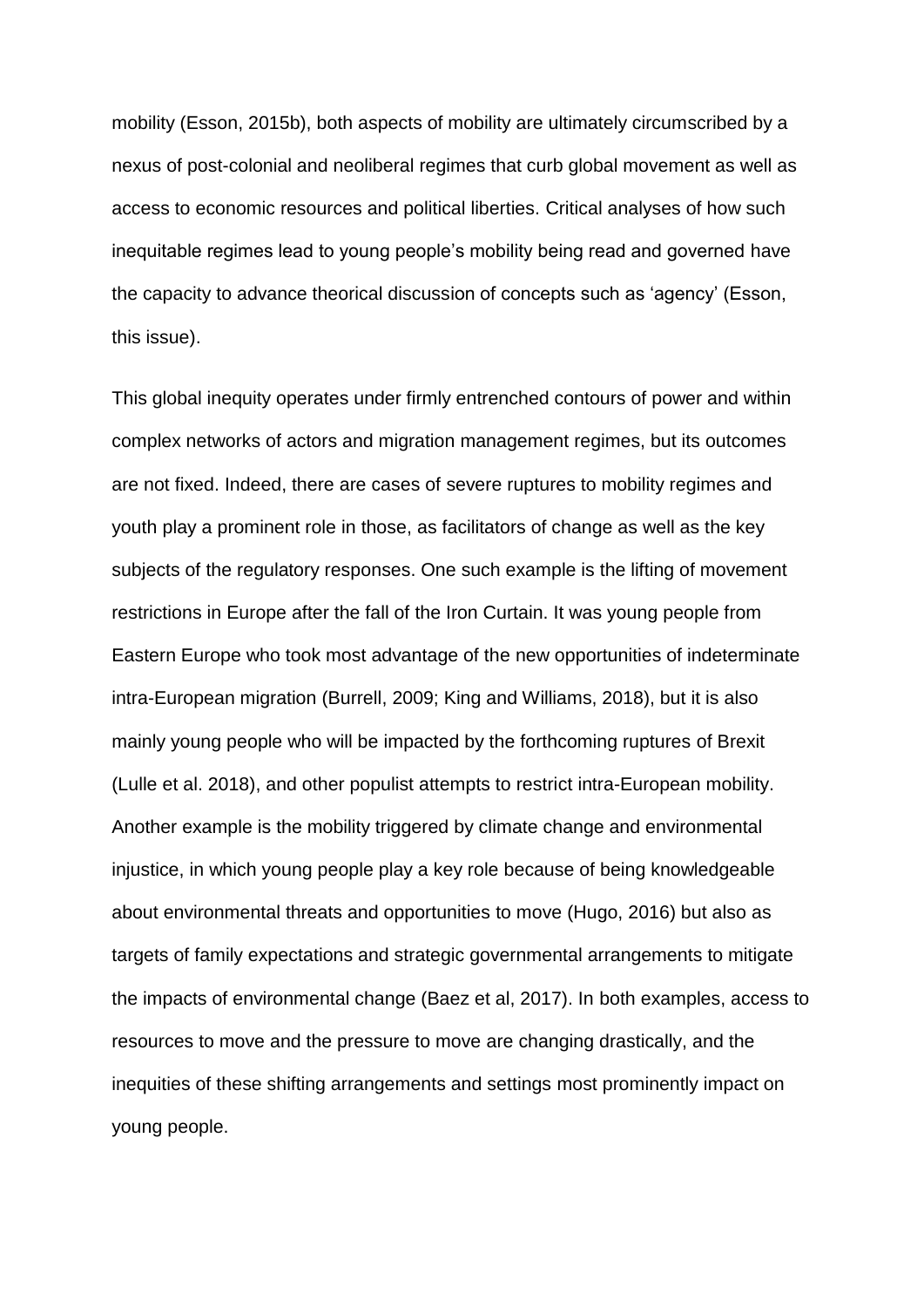mobility (Esson, 2015b), both aspects of mobility are ultimately circumscribed by a nexus of post-colonial and neoliberal regimes that curb global movement as well as access to economic resources and political liberties. Critical analyses of how such inequitable regimes lead to young people's mobility being read and governed have the capacity to advance theorical discussion of concepts such as 'agency' (Esson, this issue).

This global inequity operates under firmly entrenched contours of power and within complex networks of actors and migration management regimes, but its outcomes are not fixed. Indeed, there are cases of severe ruptures to mobility regimes and youth play a prominent role in those, as facilitators of change as well as the key subjects of the regulatory responses. One such example is the lifting of movement restrictions in Europe after the fall of the Iron Curtain. It was young people from Eastern Europe who took most advantage of the new opportunities of indeterminate intra-European migration (Burrell, 2009; King and Williams, 2018), but it is also mainly young people who will be impacted by the forthcoming ruptures of Brexit (Lulle et al. 2018), and other populist attempts to restrict intra-European mobility. Another example is the mobility triggered by climate change and environmental injustice, in which young people play a key role because of being knowledgeable about environmental threats and opportunities to move (Hugo, 2016) but also as targets of family expectations and strategic governmental arrangements to mitigate the impacts of environmental change (Baez et al, 2017). In both examples, access to resources to move and the pressure to move are changing drastically, and the inequities of these shifting arrangements and settings most prominently impact on young people.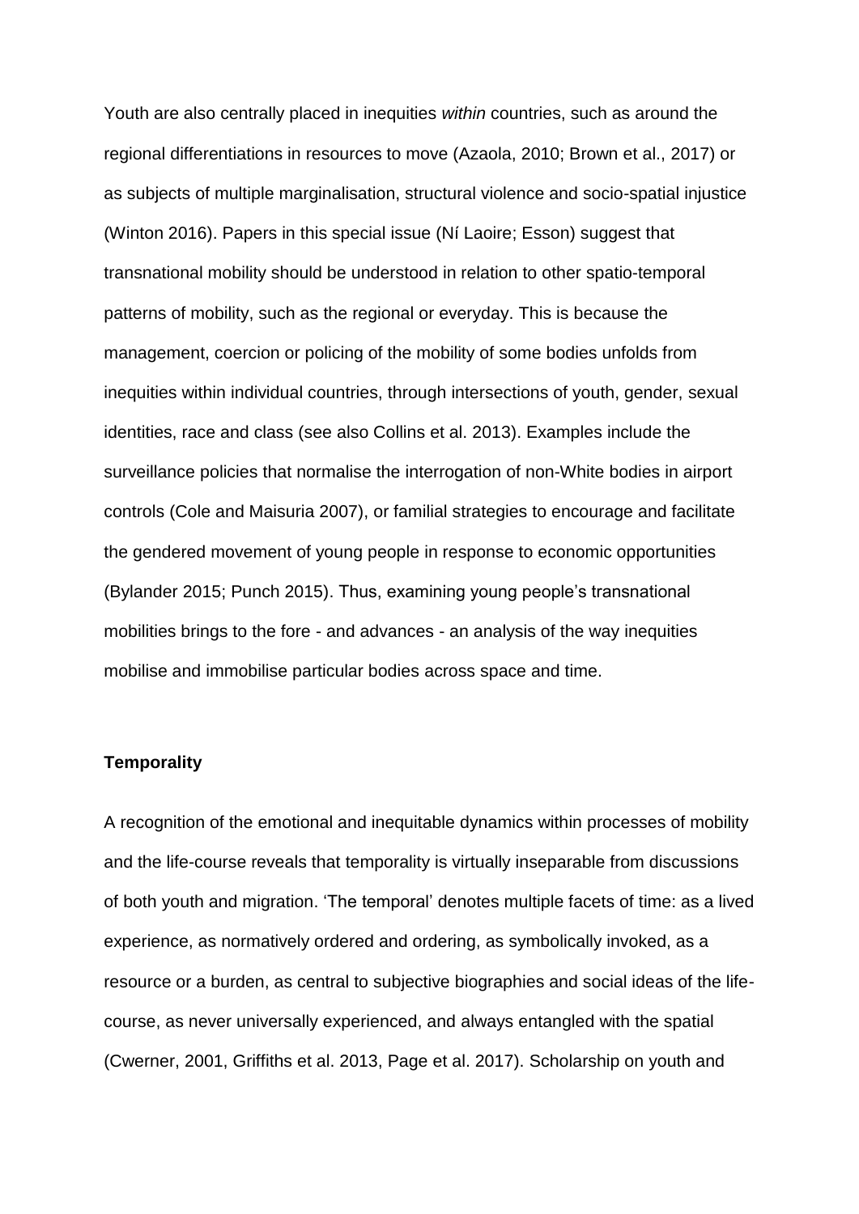Youth are also centrally placed in inequities *within* countries, such as around the regional differentiations in resources to move (Azaola, 2010; Brown et al., 2017) or as subjects of multiple marginalisation, structural violence and socio-spatial injustice (Winton 2016). Papers in this special issue (Ní Laoire; Esson) suggest that transnational mobility should be understood in relation to other spatio-temporal patterns of mobility, such as the regional or everyday. This is because the management, coercion or policing of the mobility of some bodies unfolds from inequities within individual countries, through intersections of youth, gender, sexual identities, race and class (see also Collins et al. 2013). Examples include the surveillance policies that normalise the interrogation of non-White bodies in airport controls (Cole and Maisuria 2007), or familial strategies to encourage and facilitate the gendered movement of young people in response to economic opportunities (Bylander 2015; Punch 2015). Thus, examining young people's transnational mobilities brings to the fore - and advances - an analysis of the way inequities mobilise and immobilise particular bodies across space and time.

**Temporality**

A recognition of the emotional and inequitable dynamics within processes of mobility and the life-course reveals that temporality is virtually inseparable from discussions of both youth and migration. 'The temporal' denotes multiple facets of time: as a lived experience, as normatively ordered and ordering, as symbolically invoked, as a resource or a burden, as central to subjective biographies and social ideas of the life-course, as never universally experienced, and always entangled with the spatial (Cwerner, 2001, Griffiths et al. 2013, Page et al. 2017). Scholarship on youth and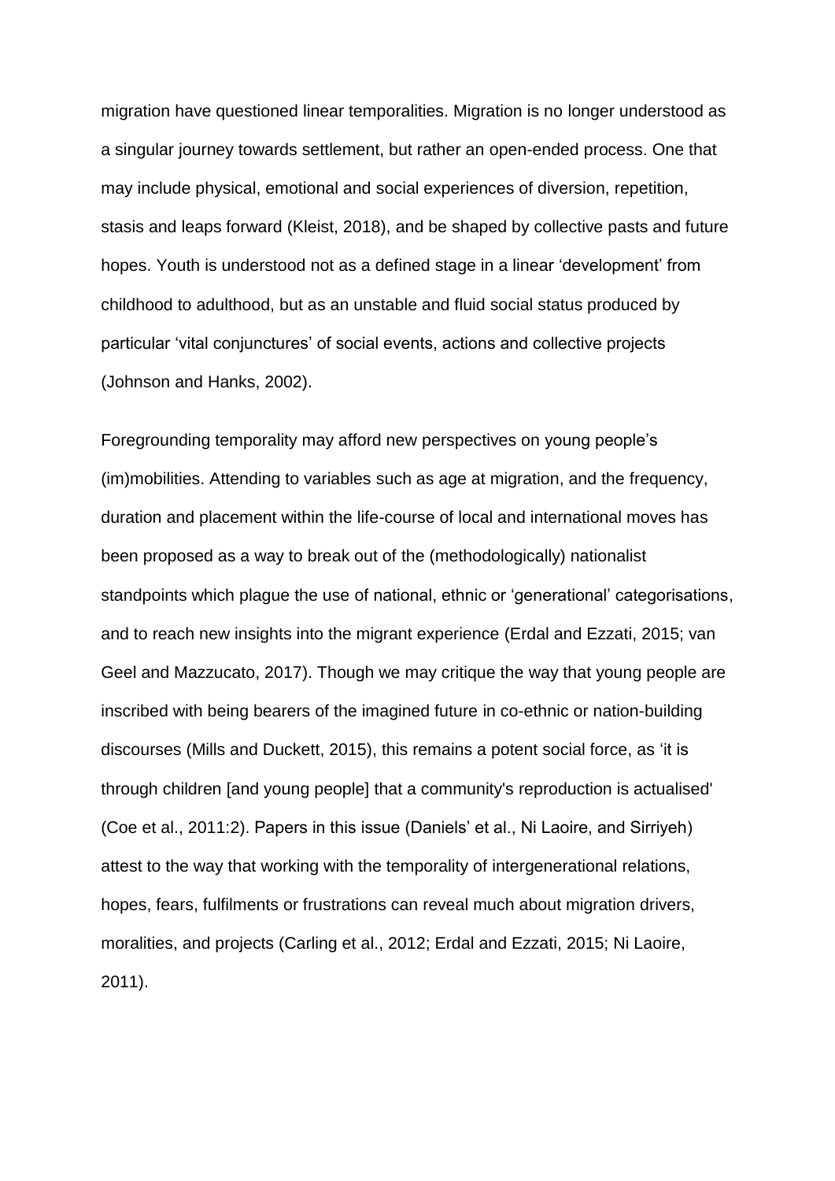migration have questioned linear temporalities. Migration is no longer understood as a singular journey towards settlement, but rather an open-ended process. One that may include physical, emotional and social experiences of diversion, repetition, stasis and leaps forward (Kleist, 2018), and be shaped by collective pasts and future hopes. Youth is understood not as a defined stage in a linear 'development' from childhood to adulthood, but as an unstable and fluid social status produced by particular 'vital conjunctures' of social events, actions and collective projects (Johnson and Hanks, 2002).

Foregrounding temporality may afford new perspectives on young people's (im)mobilities. Attending to variables such as age at migration, and the frequency, duration and placement within the life-course of local and international moves has been proposed as a way to break out of the (methodologically) nationalist standpoints which plague the use of national, ethnic or 'generational' categorisations, and to reach new insights into the migrant experience (Erdal and Ezzati, 2015; van Geel and Mazzucato, 2017). Though we may critique the way that young people are inscribed with being bearers of the imagined future in co-ethnic or nation-building discourses (Mills and Duckett, 2015), this remains a potent social force, as 'it is through children [and young people] that a community's reproduction is actualised' (Coe et al., 2011:2). Papers in this issue (Daniels' et al., Ni Laoire, and Sirriyeh) attest to the way that working with the temporality of intergenerational relations, hopes, fears, fulfilments or frustrations can reveal much about migration drivers, moralities, and projects (Carling et al., 2012; Erdal and Ezzati, 2015; Ni Laoire, 2011).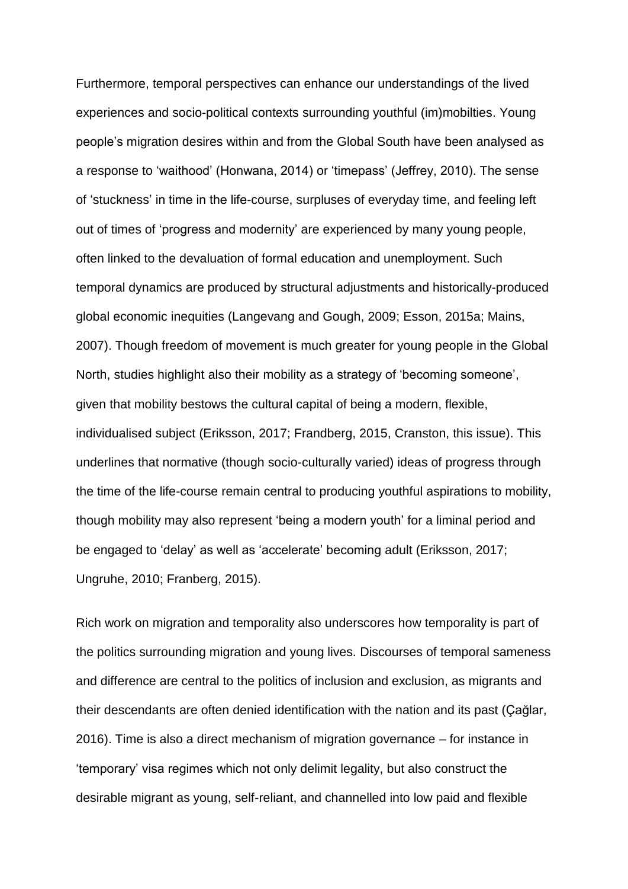Furthermore, temporal perspectives can enhance our understandings of the lived experiences and socio-political contexts surrounding youthful (im)mobilties. Young people's migration desires within and from the Global South have been analysed as a response to 'waithood' (Honwana, 2014) or 'timepass' (Jeffrey, 2010). The sense of 'stuckness' in time in the life-course, surpluses of everyday time, and feeling left out of times of 'progress and modernity' are experienced by many young people, often linked to the devaluation of formal education and unemployment. Such temporal dynamics are produced by structural adjustments and historically-produced global economic inequities (Langevang and Gough, 2009; Esson, 2015a; Mains, 2007). Though freedom of movement is much greater for young people in the Global North, studies highlight also their mobility as a strategy of 'becoming someone', given that mobility bestows the cultural capital of being a modern, flexible, individualised subject (Eriksson, 2017; Frandberg, 2015, Cranston, this issue). This underlines that normative (though socio-culturally varied) ideas of progress through the time of the life-course remain central to producing youthful aspirations to mobility, though mobility may also represent 'being a modern youth' for a liminal period and be engaged to 'delay' as well as 'accelerate' becoming adult (Eriksson, 2017; Ungruhe, 2010; Franberg, 2015).

Rich work on migration and temporality also underscores how temporality is part of the politics surrounding migration and young lives. Discourses of temporal sameness and difference are central to the politics of inclusion and exclusion, as migrants and their descendants are often denied identification with the nation and its past (Çağlar, 2016). Time is also a direct mechanism of migration governance – for instance in 'temporary' visa regimes which not only delimit legality, but also construct the desirable migrant as young, self-reliant, and channelled into low paid and flexible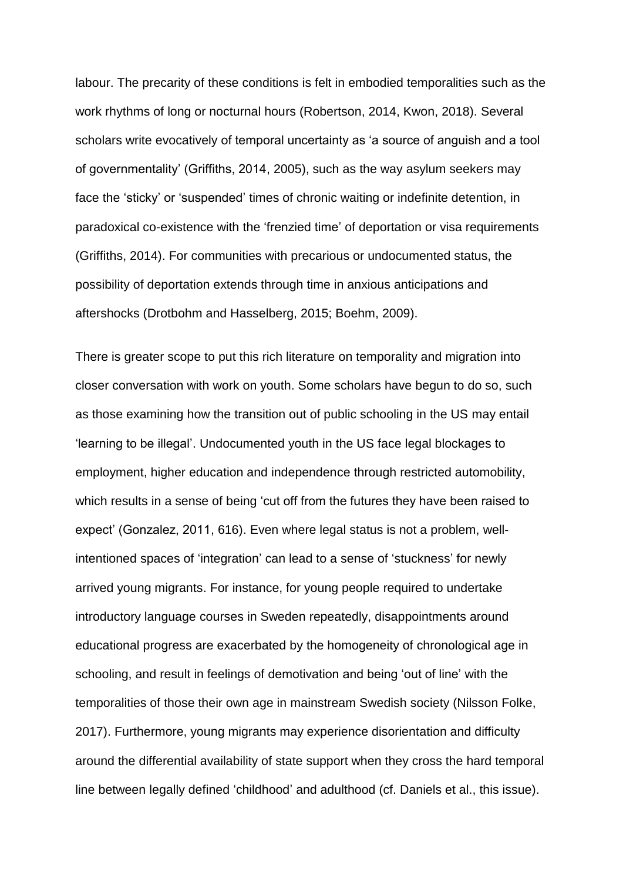labour. The precarity of these conditions is felt in embodied temporalities such as the work rhythms of long or nocturnal hours (Robertson, 2014, Kwon, 2018). Several scholars write evocatively of temporal uncertainty as 'a source of anguish and a tool of governmentality' (Griffiths, 2014, 2005), such as the way asylum seekers may face the 'sticky' or 'suspended' times of chronic waiting or indefinite detention, in paradoxical co-existence with the 'frenzied time' of deportation or visa requirements (Griffiths, 2014). For communities with precarious or undocumented status, the possibility of deportation extends through time in anxious anticipations and aftershocks (Drotbohm and Hasselberg, 2015; Boehm, 2009).

There is greater scope to put this rich literature on temporality and migration into closer conversation with work on youth. Some scholars have begun to do so, such as those examining how the transition out of public schooling in the US may entail 'learning to be illegal'. Undocumented youth in the US face legal blockages to employment, higher education and independence through restricted automobility, which results in a sense of being 'cut off from the futures they have been raised to expect' (Gonzalez, 2011, 616). Even where legal status is not a problem, well-intentioned spaces of 'integration' can lead to a sense of 'stuckness' for newly arrived young migrants. For instance, for young people required to undertake introductory language courses in Sweden repeatedly, disappointments around educational progress are exacerbated by the homogeneity of chronological age in schooling, and result in feelings of demotivation and being 'out of line' with the temporalities of those their own age in mainstream Swedish society (Nilsson Folke, 2017). Furthermore, young migrants may experience disorientation and difficulty around the differential availability of state support when they cross the hard temporal line between legally defined 'childhood' and adulthood (cf. Daniels et al., this issue).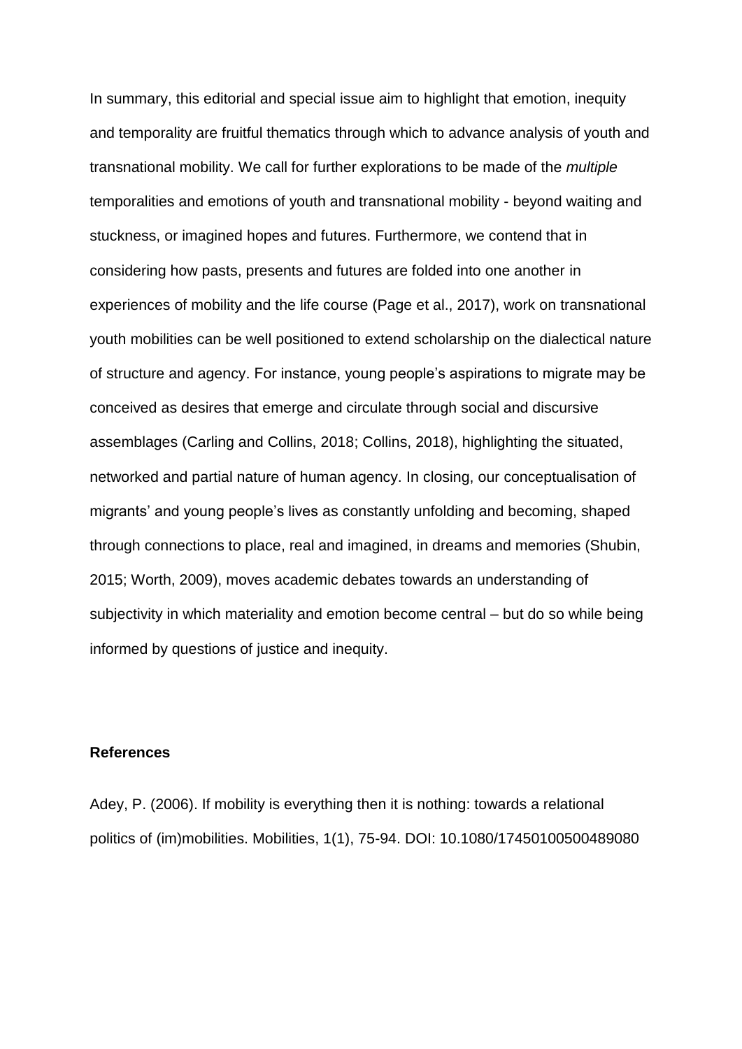In summary, this editorial and special issue aim to highlight that emotion, inequity and temporality are fruitful thematics through which to advance analysis of youth and transnational mobility. We call for further explorations to be made of the *multiple* temporalities and emotions of youth and transnational mobility - beyond waiting and stuckness, or imagined hopes and futures. Furthermore, we contend that in considering how pasts, presents and futures are folded into one another in experiences of mobility and the life course (Page et al., 2017), work on transnational youth mobilities can be well positioned to extend scholarship on the dialectical nature of structure and agency. For instance, young people's aspirations to migrate may be conceived as desires that emerge and circulate through social and discursive assemblages (Carling and Collins, 2018; Collins, 2018), highlighting the situated, networked and partial nature of human agency. In closing, our conceptualisation of migrants' and young people's lives as constantly unfolding and becoming, shaped through connections to place, real and imagined, in dreams and memories (Shubin, 2015; Worth, 2009), moves academic debates towards an understanding of subjectivity in which materiality and emotion become central – but do so while being informed by questions of justice and inequity.

**References**

Adey, P. (2006). If mobility is everything then it is nothing: towards a relational politics of (im)mobilities. Mobilities, 1(1), 75-94. DOI: 10.1080/17450100500489080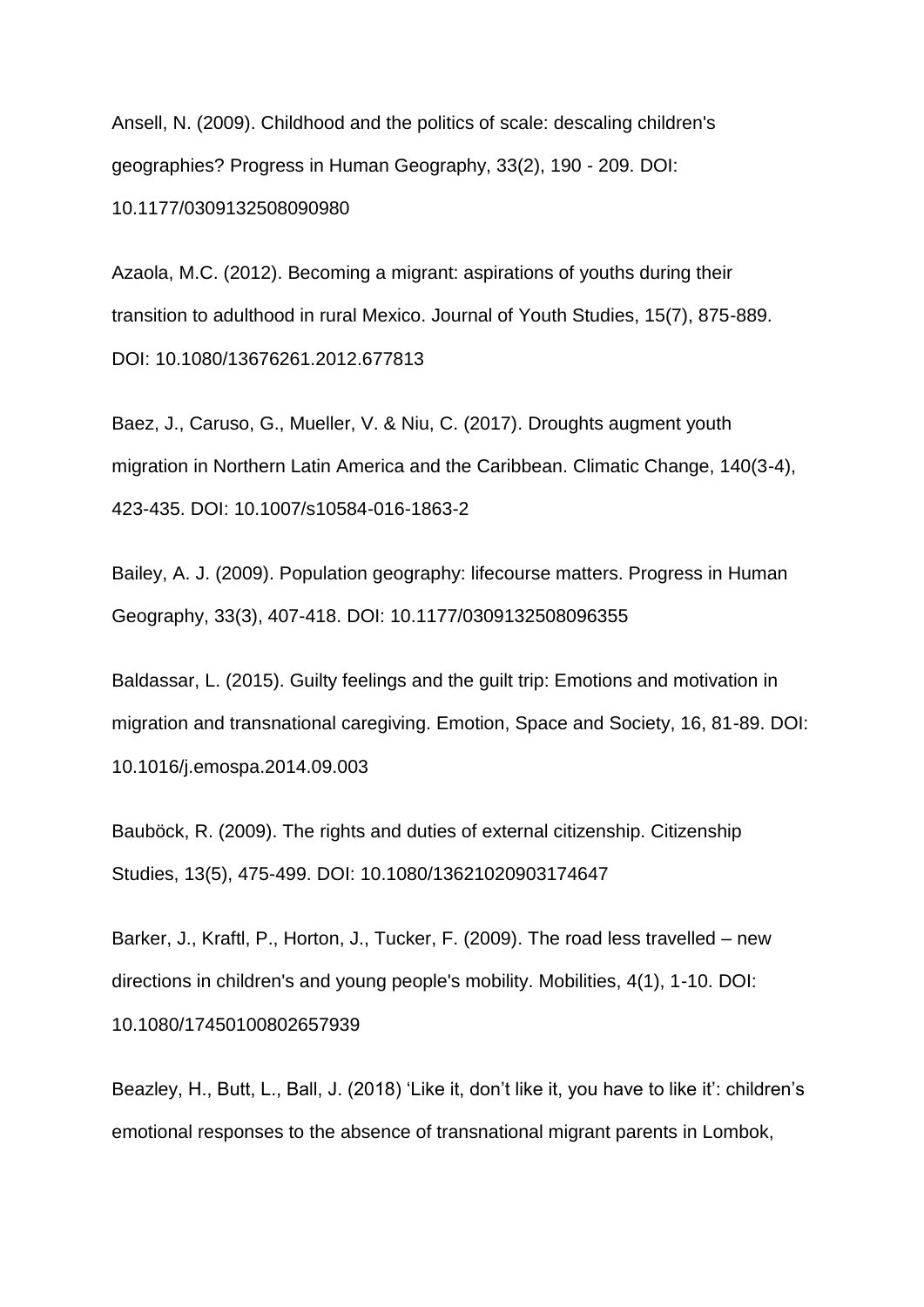Ansell, N. (2009). Childhood and the politics of scale: descaling children's geographies? Progress in Human Geography, 33(2), 190 - 209. DOI: 10.1177/0309132508090980

Azaola, M.C. (2012). Becoming a migrant: aspirations of youths during their transition to adulthood in rural Mexico. Journal of Youth Studies, 15(7), 875-889. DOI: 10.1080/13676261.2012.677813

Baez, J., Caruso, G., Mueller, V. & Niu, C. (2017). Droughts augment youth migration in Northern Latin America and the Caribbean. Climatic Change, 140(3-4), 423-435. DOI: 10.1007/s10584-016-1863-2

Bailey, A. J. (2009). Population geography: lifecourse matters. Progress in Human Geography, 33(3), 407-418. DOI: 10.1177/0309132508096355

Baldassar, L. (2015). Guilty feelings and the guilt trip: Emotions and motivation in migration and transnational caregiving. Emotion, Space and Society, 16, 81-89. DOI: 10.1016/j.emospa.2014.09.003

Bauböck, R. (2009). The rights and duties of external citizenship. Citizenship Studies, 13(5), 475-499. DOI: 10.1080/13621020903174647

Barker, J., Kraftl, P., Horton, J., Tucker, F. (2009). The road less travelled – new directions in children's and young people's mobility. Mobilities, 4(1), 1-10. DOI: 10.1080/17450100802657939

Beazley, H., Butt, L., Ball, J. (2018) 'Like it, don't like it, you have to like it': children's emotional responses to the absence of transnational migrant parents in Lombok,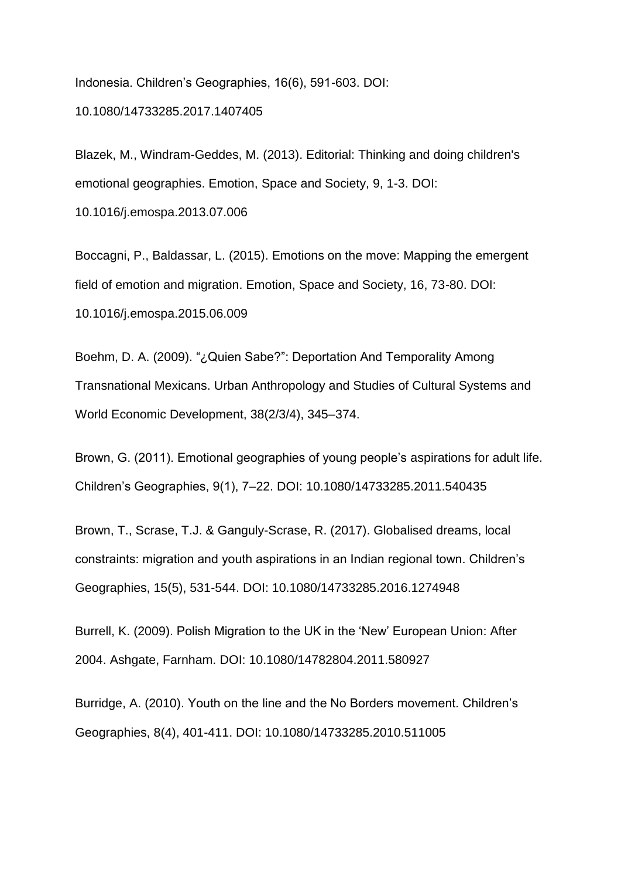Indonesia. Children's Geographies, 16(6), 591-603. DOI: 10.1080/14733285.2017.1407405

Blazek, M., Windram-Geddes, M. (2013). Editorial: Thinking and doing children's emotional geographies. Emotion, Space and Society, 9, 1-3. DOI: 10.1016/j.emospa.2013.07.006

Boccagni, P., Baldassar, L. (2015). Emotions on the move: Mapping the emergent field of emotion and migration. Emotion, Space and Society, 16, 73-80. DOI: 10.1016/j.emospa.2015.06.009

Boehm, D. A. (2009). "¿Quien Sabe?": Deportation And Temporality Among Transnational Mexicans. Urban Anthropology and Studies of Cultural Systems and World Economic Development, 38(2/3/4), 345–374.

Brown, G. (2011). Emotional geographies of young people's aspirations for adult life. Children's Geographies, 9(1), 7–22. DOI: 10.1080/14733285.2011.540435

Brown, T., Scrase, T.J. & Ganguly-Scrase, R. (2017). Globalised dreams, local constraints: migration and youth aspirations in an Indian regional town. Children's Geographies, 15(5), 531-544. DOI: 10.1080/14733285.2016.1274948

Burrell, K. (2009). Polish Migration to the UK in the 'New' European Union: After 2004. Ashgate, Farnham. DOI: 10.1080/14782804.2011.580927

Burridge, A. (2010). Youth on the line and the No Borders movement. Children's Geographies, 8(4), 401-411. DOI: 10.1080/14733285.2010.511005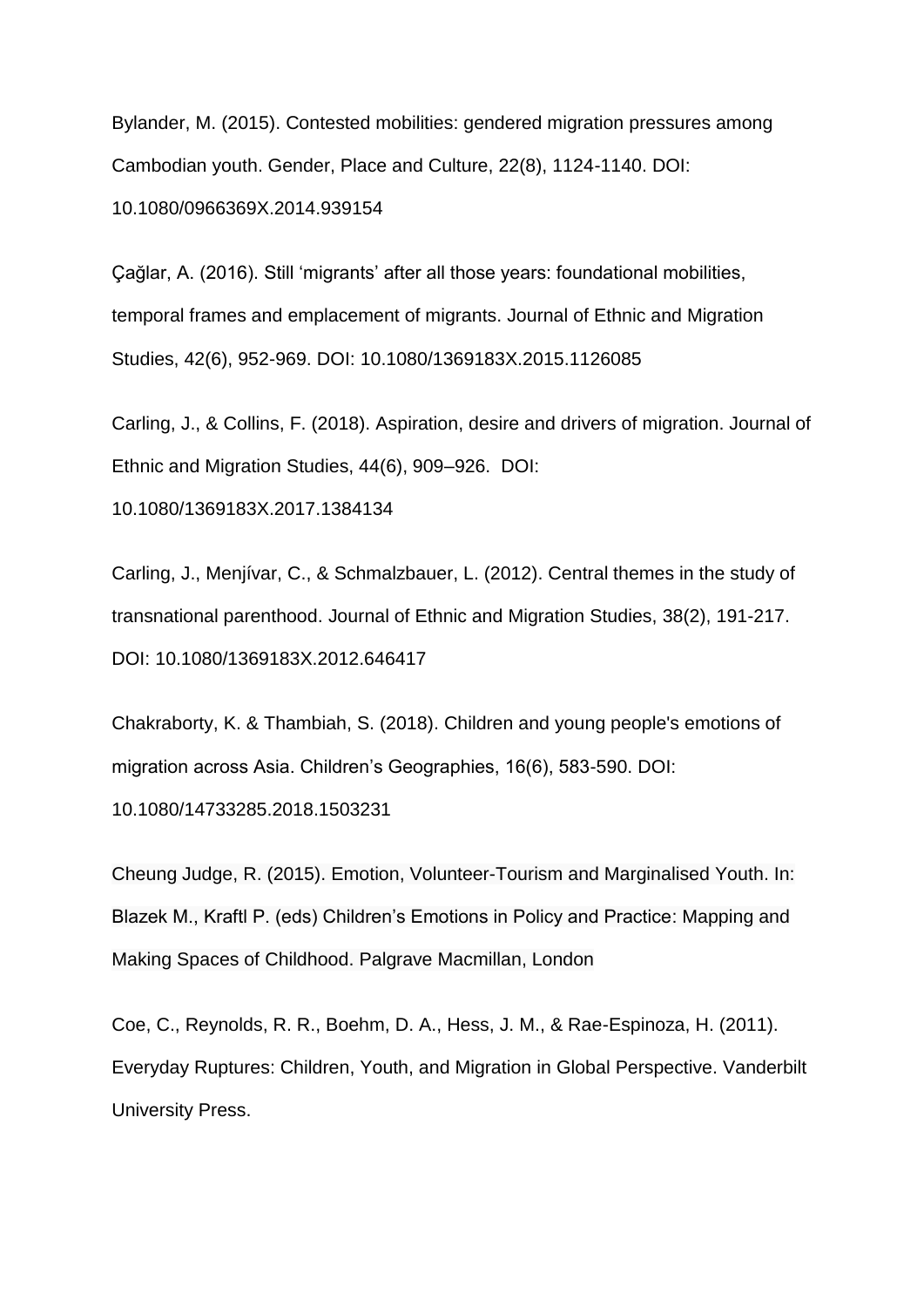Bylander, M. (2015). Contested mobilities: gendered migration pressures among Cambodian youth. Gender, Place and Culture, 22(8), 1124-1140. DOI: 10.1080/0966369X.2014.939154

Çağlar, A. (2016). Still 'migrants' after all those years: foundational mobilities, temporal frames and emplacement of migrants. Journal of Ethnic and Migration Studies, 42(6), 952-969. DOI: 10.1080/1369183X.2015.1126085

Carling, J., & Collins, F. (2018). Aspiration, desire and drivers of migration. Journal of Ethnic and Migration Studies, 44(6), 909–926. DOI: 10.1080/1369183X.2017.1384134

Carling, J., Menjívar, C., & Schmalzbauer, L. (2012). Central themes in the study of transnational parenthood. Journal of Ethnic and Migration Studies, 38(2), 191-217. DOI: 10.1080/1369183X.2012.646417

Chakraborty, K. & Thambiah, S. (2018). Children and young people's emotions of migration across Asia. Children's Geographies, 16(6), 583-590. DOI: 10.1080/14733285.2018.1503231

Cheung Judge, R. (2015). Emotion, Volunteer-Tourism and Marginalised Youth. In: Blazek M., Kraftl P. (eds) Children's Emotions in Policy and Practice: Mapping and Making Spaces of Childhood. Palgrave Macmillan, London

Coe, C., Reynolds, R. R., Boehm, D. A., Hess, J. M., & Rae-Espinoza, H. (2011). Everyday Ruptures: Children, Youth, and Migration in Global Perspective. Vanderbilt University Press.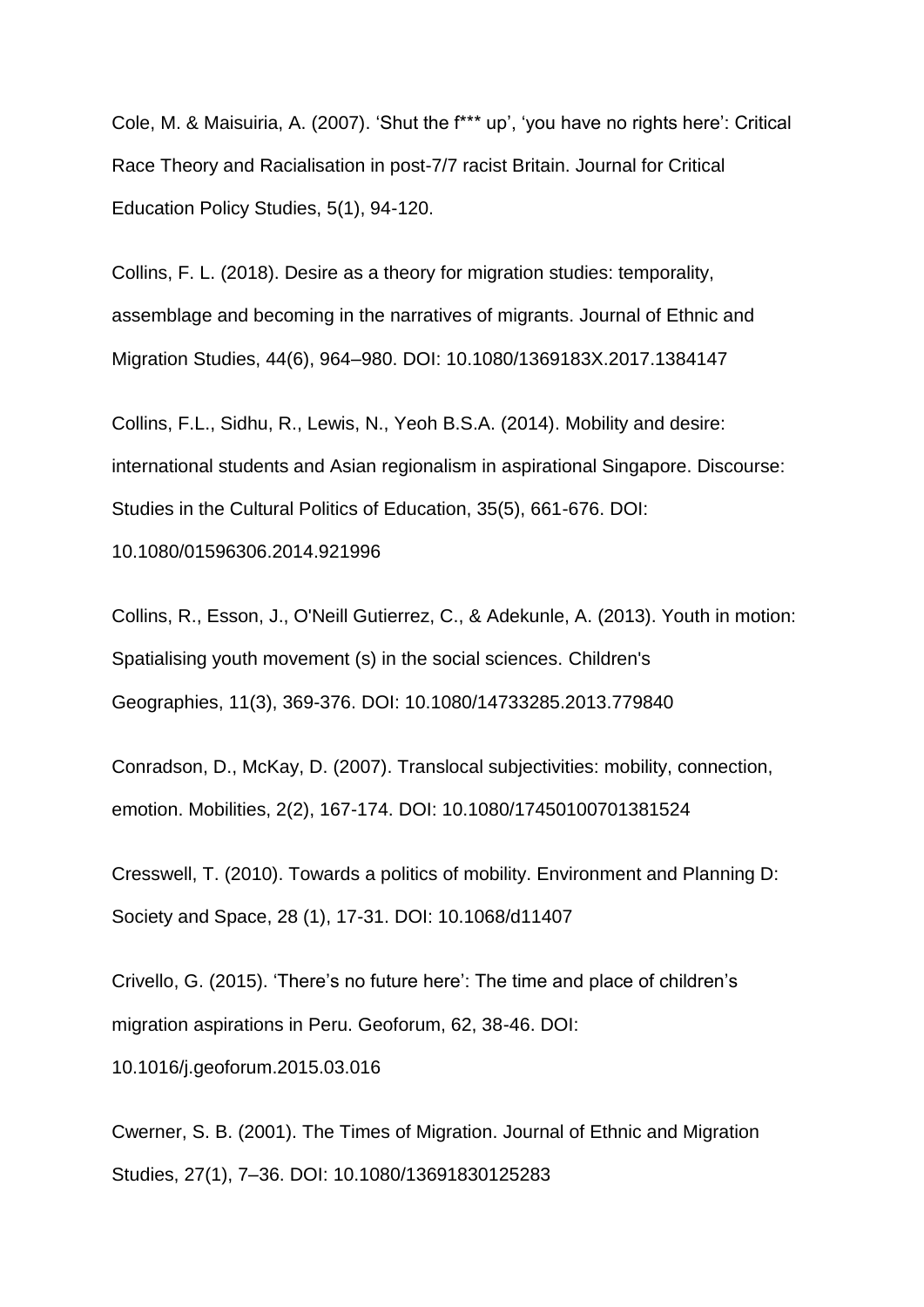Cole, M. & Maisuiria, A. (2007). ‘Shut the f*** up’, ‘you have no rights here’: Critical Race Theory and Racialisation in post-7/7 racist Britain. Journal for Critical Education Policy Studies, 5(1), 94-120.

Collins, F. L. (2018). Desire as a theory for migration studies: temporality, assemblage and becoming in the narratives of migrants. Journal of Ethnic and Migration Studies, 44(6), 964–980. DOI: 10.1080/1369183X.2017.1384147

Collins, F.L., Sidhu, R., Lewis, N., Yeoh B.S.A. (2014). Mobility and desire: international students and Asian regionalism in aspirational Singapore. Discourse: Studies in the Cultural Politics of Education, 35(5), 661-676. DOI: 10.1080/01596306.2014.921996

Collins, R., Esson, J., O'Neill Gutierrez, C., & Adekunle, A. (2013). Youth in motion: Spatialising youth movement (s) in the social sciences. Children's Geographies, 11(3), 369-376. DOI: 10.1080/14733285.2013.779840

Conradson, D., McKay, D. (2007). Translocal subjectivities: mobility, connection, emotion. Mobilities, 2(2), 167-174. DOI: 10.1080/17450100701381524

Cresswell, T. (2010). Towards a politics of mobility. Environment and Planning D: Society and Space, 28 (1), 17-31. DOI: 10.1068/d11407

Crivello, G. (2015). ‘There’s no future here’: The time and place of children’s migration aspirations in Peru. Geoforum, 62, 38-46. DOI: 10.1016/j.geoforum.2015.03.016

Cwerner, S. B. (2001). The Times of Migration. Journal of Ethnic and Migration Studies, 27(1), 7–36. DOI: 10.1080/13691830125283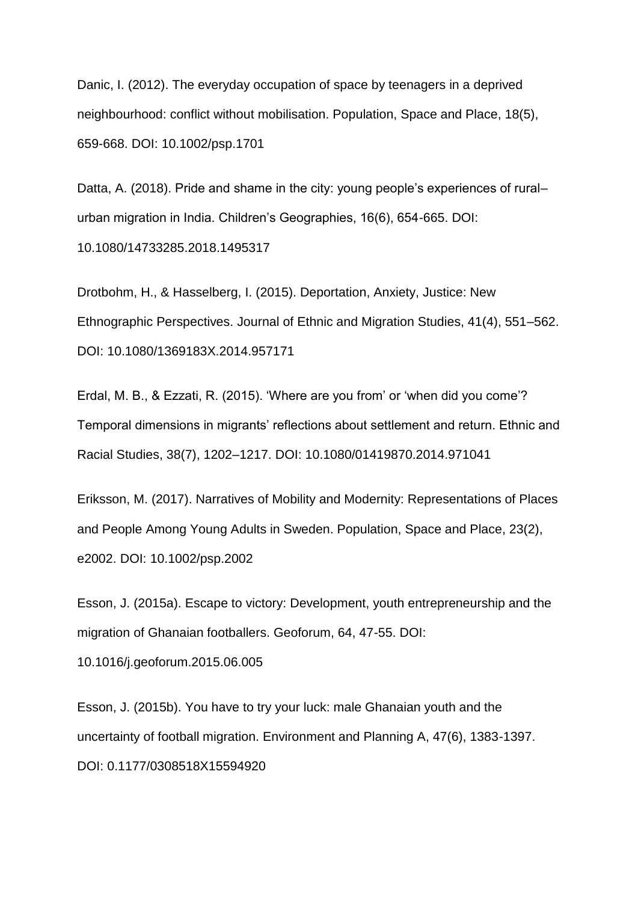Danic, I. (2012). The everyday occupation of space by teenagers in a deprived neighbourhood: conflict without mobilisation. Population, Space and Place, 18(5), 659-668. DOI: 10.1002/psp.1701

Datta, A. (2018). Pride and shame in the city: young people's experiences of rural–urban migration in India. Children's Geographies, 16(6), 654-665. DOI: 10.1080/14733285.2018.1495317

Drotbohm, H., & Hasselberg, I. (2015). Deportation, Anxiety, Justice: New Ethnographic Perspectives. Journal of Ethnic and Migration Studies, 41(4), 551–562. DOI: 10.1080/1369183X.2014.957171

Erdal, M. B., & Ezzati, R. (2015). 'Where are you from' or 'when did you come'? Temporal dimensions in migrants' reflections about settlement and return. Ethnic and Racial Studies, 38(7), 1202–1217. DOI: 10.1080/01419870.2014.971041

Eriksson, M. (2017). Narratives of Mobility and Modernity: Representations of Places and People Among Young Adults in Sweden. Population, Space and Place, 23(2), e2002. DOI: 10.1002/psp.2002

Esson, J. (2015a). Escape to victory: Development, youth entrepreneurship and the migration of Ghanaian footballers. Geoforum, 64, 47-55. DOI: 10.1016/j.geoforum.2015.06.005

Esson, J. (2015b). You have to try your luck: male Ghanaian youth and the uncertainty of football migration. Environment and Planning A, 47(6), 1383-1397. DOI: 0.1177/0308518X15594920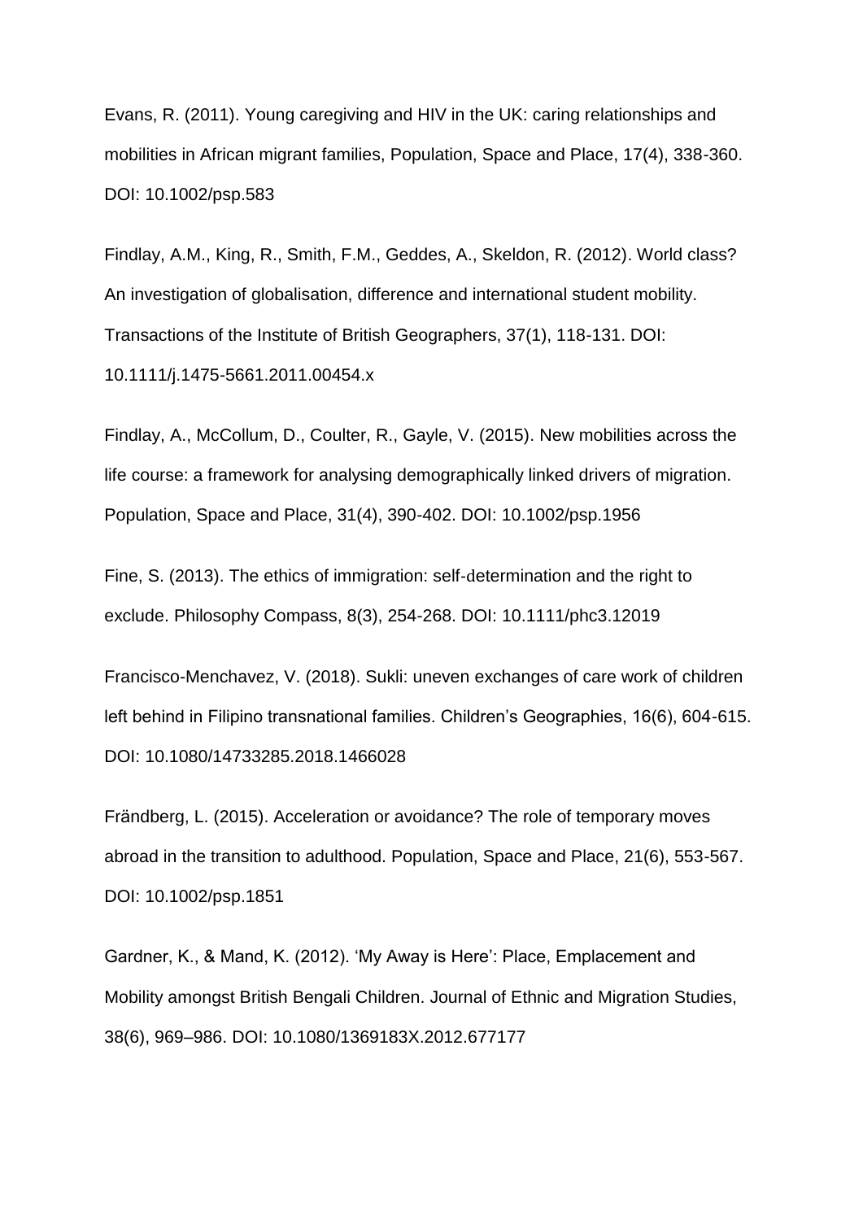Evans, R. (2011). Young caregiving and HIV in the UK: caring relationships and mobilities in African migrant families, Population, Space and Place, 17(4), 338-360. DOI: 10.1002/psp.583

Findlay, A.M., King, R., Smith, F.M., Geddes, A., Skeldon, R. (2012). World class? An investigation of globalisation, difference and international student mobility. Transactions of the Institute of British Geographers, 37(1), 118-131. DOI: 10.1111/j.1475-5661.2011.00454.x

Findlay, A., McCollum, D., Coulter, R., Gayle, V. (2015). New mobilities across the life course: a framework for analysing demographically linked drivers of migration. Population, Space and Place, 31(4), 390-402. DOI: 10.1002/psp.1956

Fine, S. (2013). The ethics of immigration: self-determination and the right to exclude. Philosophy Compass, 8(3), 254-268. DOI: 10.1111/phc3.12019

Francisco-Menchavez, V. (2018). Sukli: uneven exchanges of care work of children left behind in Filipino transnational families. Children's Geographies, 16(6), 604-615. DOI: 10.1080/14733285.2018.1466028

Frändberg, L. (2015). Acceleration or avoidance? The role of temporary moves abroad in the transition to adulthood. Population, Space and Place, 21(6), 553-567. DOI: 10.1002/psp.1851

Gardner, K., & Mand, K. (2012). 'My Away is Here': Place, Emplacement and Mobility amongst British Bengali Children. Journal of Ethnic and Migration Studies, 38(6), 969–986. DOI: 10.1080/1369183X.2012.677177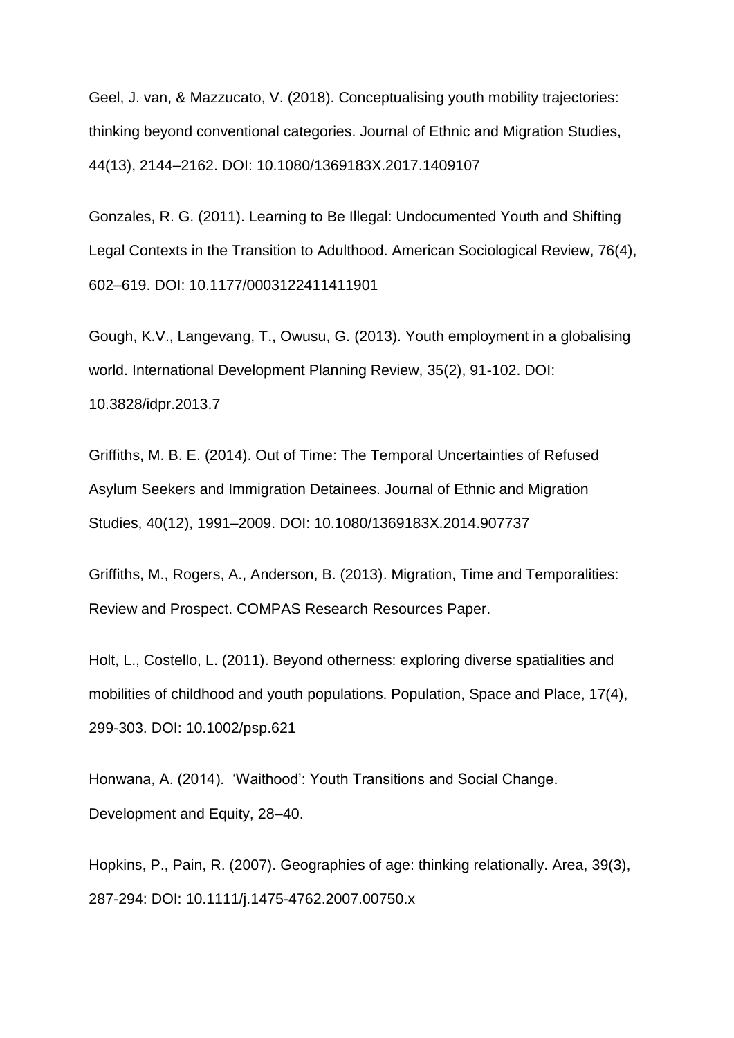Geel, J. van, & Mazzucato, V. (2018). Conceptualising youth mobility trajectories: thinking beyond conventional categories. Journal of Ethnic and Migration Studies, 44(13), 2144–2162. DOI: 10.1080/1369183X.2017.1409107

Gonzales, R. G. (2011). Learning to Be Illegal: Undocumented Youth and Shifting Legal Contexts in the Transition to Adulthood. American Sociological Review, 76(4), 602–619. DOI: 10.1177/0003122411411901

Gough, K.V., Langevang, T., Owusu, G. (2013). Youth employment in a globalising world. International Development Planning Review, 35(2), 91-102. DOI: 10.3828/idpr.2013.7

Griffiths, M. B. E. (2014). Out of Time: The Temporal Uncertainties of Refused Asylum Seekers and Immigration Detainees. Journal of Ethnic and Migration Studies, 40(12), 1991–2009. DOI: 10.1080/1369183X.2014.907737

Griffiths, M., Rogers, A., Anderson, B. (2013). Migration, Time and Temporalities: Review and Prospect. COMPAS Research Resources Paper.

Holt, L., Costello, L. (2011). Beyond otherness: exploring diverse spatialities and mobilities of childhood and youth populations. Population, Space and Place, 17(4), 299-303. DOI: 10.1002/psp.621

Honwana, A. (2014). 'Waithood': Youth Transitions and Social Change. Development and Equity, 28–40.

Hopkins, P., Pain, R. (2007). Geographies of age: thinking relationally. Area, 39(3), 287-294: DOI: 10.1111/j.1475-4762.2007.00750.x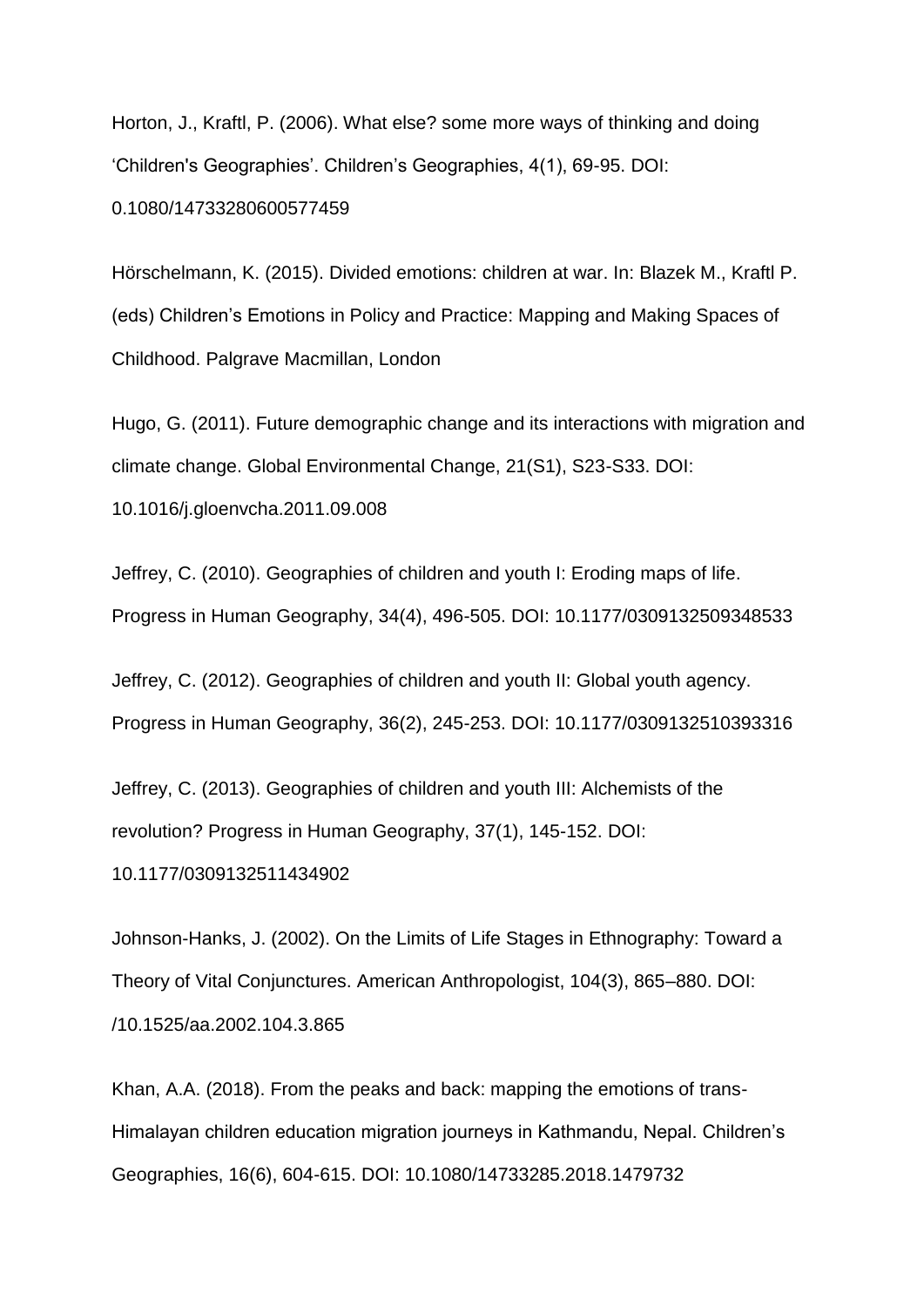Horton, J., Kraftl, P. (2006). What else? some more ways of thinking and doing 'Children's Geographies'. Children's Geographies, 4(1), 69-95. DOI: 0.1080/14733280600577459

Hörschelmann, K. (2015). Divided emotions: children at war. In: Blazek M., Kraftl P. (eds) Children's Emotions in Policy and Practice: Mapping and Making Spaces of Childhood. Palgrave Macmillan, London

Hugo, G. (2011). Future demographic change and its interactions with migration and climate change. Global Environmental Change, 21(S1), S23-S33. DOI: 10.1016/j.gloenvcha.2011.09.008

Jeffrey, C. (2010). Geographies of children and youth I: Eroding maps of life. Progress in Human Geography, 34(4), 496-505. DOI: 10.1177/0309132509348533

Jeffrey, C. (2012). Geographies of children and youth II: Global youth agency. Progress in Human Geography, 36(2), 245-253. DOI: 10.1177/0309132510393316

Jeffrey, C. (2013). Geographies of children and youth III: Alchemists of the revolution? Progress in Human Geography, 37(1), 145-152. DOI: 10.1177/0309132511434902

Johnson-Hanks, J. (2002). On the Limits of Life Stages in Ethnography: Toward a Theory of Vital Conjunctures. American Anthropologist, 104(3), 865–880. DOI: /10.1525/aa.2002.104.3.865

Khan, A.A. (2018). From the peaks and back: mapping the emotions of trans-Himalayan children education migration journeys in Kathmandu, Nepal. Children's Geographies, 16(6), 604-615. DOI: 10.1080/14733285.2018.1479732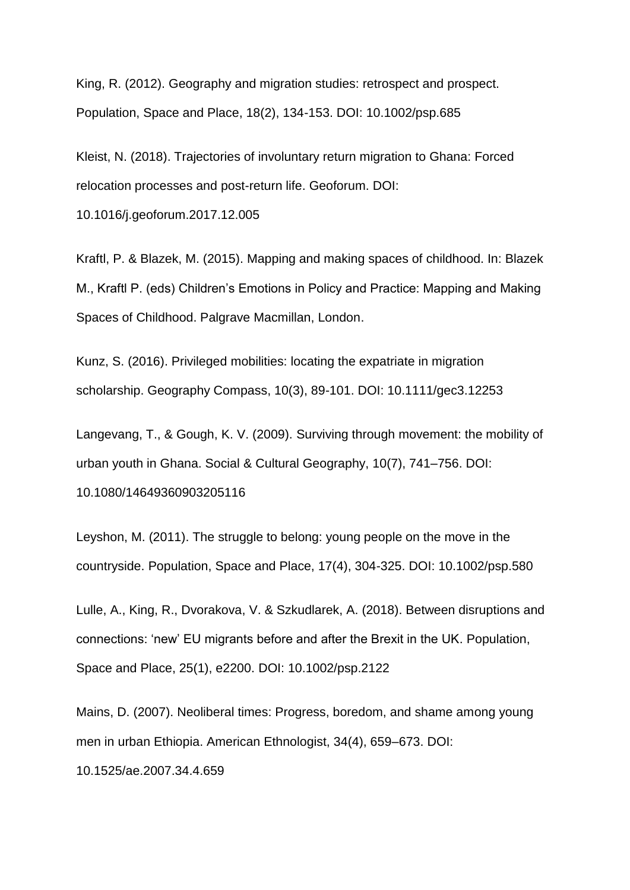King, R. (2012). Geography and migration studies: retrospect and prospect. Population, Space and Place, 18(2), 134-153. DOI: 10.1002/psp.685

Kleist, N. (2018). Trajectories of involuntary return migration to Ghana: Forced relocation processes and post-return life. Geoforum. DOI: 10.1016/j.geoforum.2017.12.005

Kraftl, P. & Blazek, M. (2015). Mapping and making spaces of childhood. In: Blazek M., Kraftl P. (eds) Children's Emotions in Policy and Practice: Mapping and Making Spaces of Childhood. Palgrave Macmillan, London.

Kunz, S. (2016). Privileged mobilities: locating the expatriate in migration scholarship. Geography Compass, 10(3), 89-101. DOI: 10.1111/gec3.12253

Langevang, T., & Gough, K. V. (2009). Surviving through movement: the mobility of urban youth in Ghana. Social & Cultural Geography, 10(7), 741–756. DOI: 10.1080/14649360903205116

Leyshon, M. (2011). The struggle to belong: young people on the move in the countryside. Population, Space and Place, 17(4), 304-325. DOI: 10.1002/psp.580

Lulle, A., King, R., Dvorakova, V. & Szkudlarek, A. (2018). Between disruptions and connections: 'new' EU migrants before and after the Brexit in the UK. Population, Space and Place, 25(1), e2200. DOI: 10.1002/psp.2122

Mains, D. (2007). Neoliberal times: Progress, boredom, and shame among young men in urban Ethiopia. American Ethnologist, 34(4), 659–673. DOI: 10.1525/ae.2007.34.4.659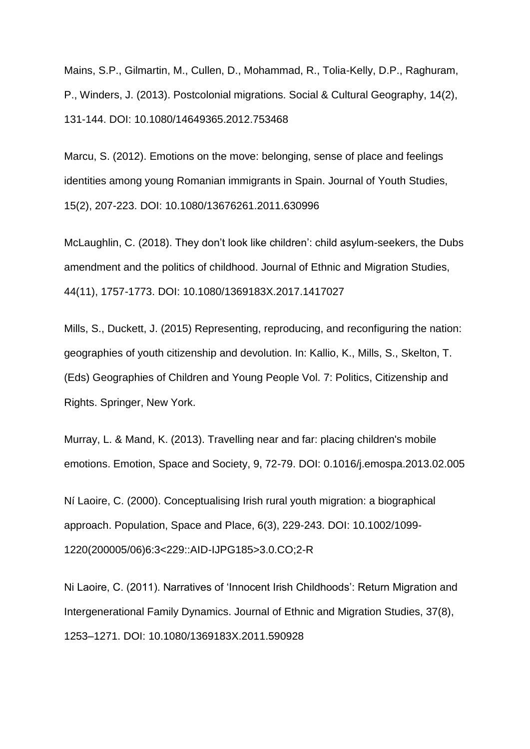Mains, S.P., Gilmartin, M., Cullen, D., Mohammad, R., Tolia-Kelly, D.P., Raghuram, P., Winders, J. (2013). Postcolonial migrations. Social & Cultural Geography, 14(2), 131-144. DOI: 10.1080/14649365.2012.753468

Marcu, S. (2012). Emotions on the move: belonging, sense of place and feelings identities among young Romanian immigrants in Spain. Journal of Youth Studies, 15(2), 207-223. DOI: 10.1080/13676261.2011.630996

McLaughlin, C. (2018). They don't look like children': child asylum-seekers, the Dubs amendment and the politics of childhood. Journal of Ethnic and Migration Studies, 44(11), 1757-1773. DOI: 10.1080/1369183X.2017.1417027

Mills, S., Duckett, J. (2015) Representing, reproducing, and reconfiguring the nation: geographies of youth citizenship and devolution. In: Kallio, K., Mills, S., Skelton, T. (Eds) Geographies of Children and Young People Vol. 7: Politics, Citizenship and Rights. Springer, New York.

Murray, L. & Mand, K. (2013). Travelling near and far: placing children's mobile emotions. Emotion, Space and Society, 9, 72-79. DOI: 0.1016/j.emospa.2013.02.005

Ní Laoire, C. (2000). Conceptualising Irish rural youth migration: a biographical approach. Population, Space and Place, 6(3), 229-243. DOI: 10.1002/1099-1220(200005/06)6:3<229::AID-IJPG185>3.0.CO;2-R

Ni Laoire, C. (2011). Narratives of 'Innocent Irish Childhoods': Return Migration and Intergenerational Family Dynamics. Journal of Ethnic and Migration Studies, 37(8), 1253–1271. DOI: 10.1080/1369183X.2011.590928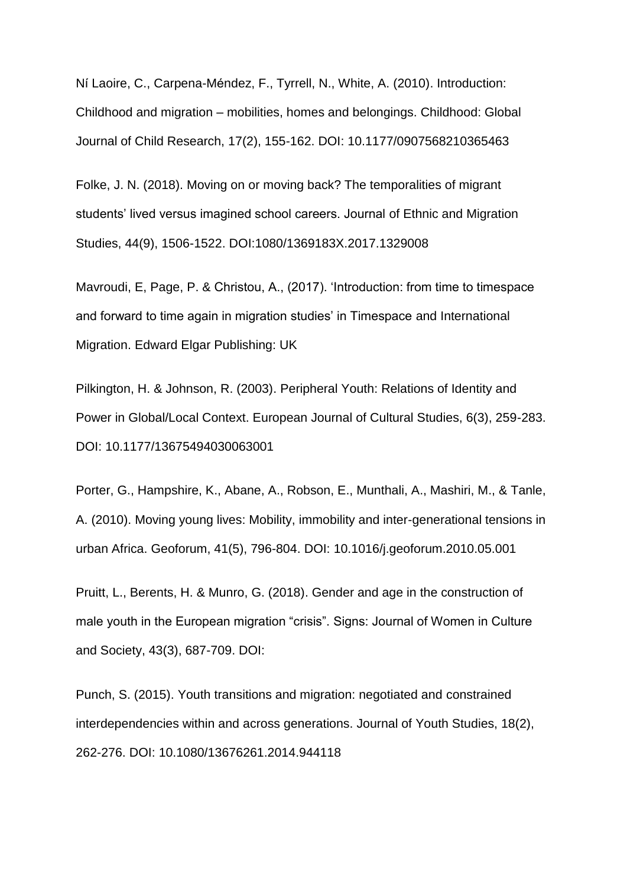Ní Laoire, C., Carpena-Méndez, F., Tyrrell, N., White, A. (2010). Introduction: Childhood and migration – mobilities, homes and belongings. Childhood: Global Journal of Child Research, 17(2), 155-162. DOI: 10.1177/0907568210365463

Folke, J. N. (2018). Moving on or moving back? The temporalities of migrant students' lived versus imagined school careers. Journal of Ethnic and Migration Studies, 44(9), 1506-1522. DOI:1080/1369183X.2017.1329008

Mavroudi, E, Page, P. & Christou, A., (2017). 'Introduction: from time to timespace and forward to time again in migration studies' in Timespace and International Migration. Edward Elgar Publishing: UK

Pilkington, H. & Johnson, R. (2003). Peripheral Youth: Relations of Identity and Power in Global/Local Context. European Journal of Cultural Studies, 6(3), 259-283. DOI: 10.1177/13675494030063001

Porter, G., Hampshire, K., Abane, A., Robson, E., Munthali, A., Mashiri, M., & Tanle, A. (2010). Moving young lives: Mobility, immobility and inter-generational tensions in urban Africa. Geoforum, 41(5), 796-804. DOI: 10.1016/j.geoforum.2010.05.001

Pruitt, L., Berents, H. & Munro, G. (2018). Gender and age in the construction of male youth in the European migration "crisis". Signs: Journal of Women in Culture and Society, 43(3), 687-709. DOI:

Punch, S. (2015). Youth transitions and migration: negotiated and constrained interdependencies within and across generations. Journal of Youth Studies, 18(2), 262-276. DOI: 10.1080/13676261.2014.944118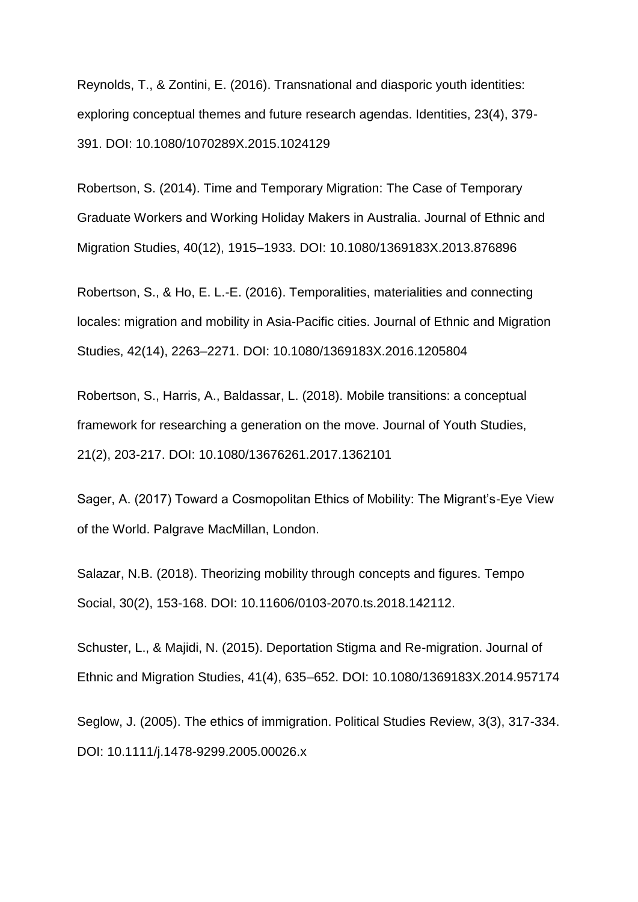Reynolds, T., & Zontini, E. (2016). Transnational and diasporic youth identities: exploring conceptual themes and future research agendas. Identities, 23(4), 379-391. DOI: 10.1080/1070289X.2015.1024129

Robertson, S. (2014). Time and Temporary Migration: The Case of Temporary Graduate Workers and Working Holiday Makers in Australia. Journal of Ethnic and Migration Studies, 40(12), 1915–1933. DOI: 10.1080/1369183X.2013.876896

Robertson, S., & Ho, E. L.-E. (2016). Temporalities, materialities and connecting locales: migration and mobility in Asia-Pacific cities. Journal of Ethnic and Migration Studies, 42(14), 2263–2271. DOI: 10.1080/1369183X.2016.1205804

Robertson, S., Harris, A., Baldassar, L. (2018). Mobile transitions: a conceptual framework for researching a generation on the move. Journal of Youth Studies, 21(2), 203-217. DOI: 10.1080/13676261.2017.1362101

Sager, A. (2017) Toward a Cosmopolitan Ethics of Mobility: The Migrant's-Eye View of the World. Palgrave MacMillan, London.

Salazar, N.B. (2018). Theorizing mobility through concepts and figures. Tempo Social, 30(2), 153-168. DOI: 10.11606/0103-2070.ts.2018.142112.

Schuster, L., & Majidi, N. (2015). Deportation Stigma and Re-migration. Journal of Ethnic and Migration Studies, 41(4), 635–652. DOI: 10.1080/1369183X.2014.957174

Seglow, J. (2005). The ethics of immigration. Political Studies Review, 3(3), 317-334. DOI: 10.1111/j.1478-9299.2005.00026.x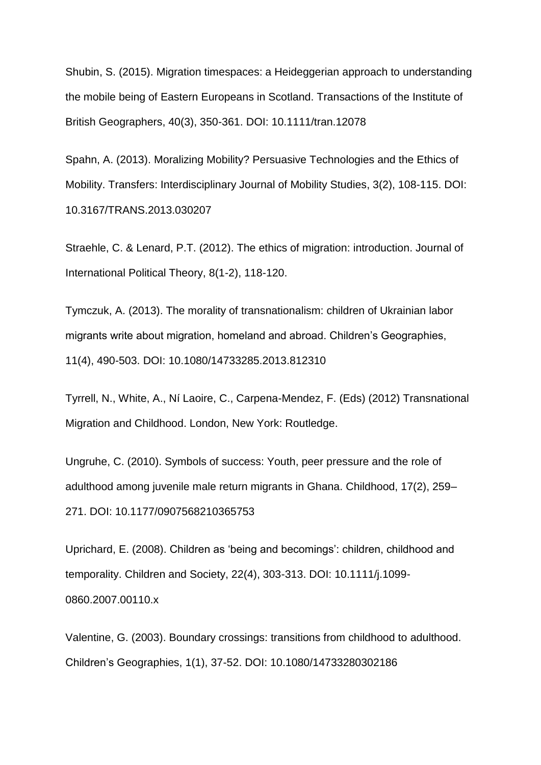Shubin, S. (2015). Migration timespaces: a Heideggerian approach to understanding the mobile being of Eastern Europeans in Scotland. Transactions of the Institute of British Geographers, 40(3), 350-361. DOI: 10.1111/tran.12078

Spahn, A. (2013). Moralizing Mobility? Persuasive Technologies and the Ethics of Mobility. Transfers: Interdisciplinary Journal of Mobility Studies, 3(2), 108-115. DOI: 10.3167/TRANS.2013.030207

Straehle, C. & Lenard, P.T. (2012). The ethics of migration: introduction. Journal of International Political Theory, 8(1-2), 118-120.

Tymczuk, A. (2013). The morality of transnationalism: children of Ukrainian labor migrants write about migration, homeland and abroad. Children's Geographies, 11(4), 490-503. DOI: 10.1080/14733285.2013.812310

Tyrrell, N., White, A., Ní Laoire, C., Carpena-Mendez, F. (Eds) (2012) Transnational Migration and Childhood. London, New York: Routledge.

Ungruhe, C. (2010). Symbols of success: Youth, peer pressure and the role of adulthood among juvenile male return migrants in Ghana. Childhood, 17(2), 259–271. DOI: 10.1177/0907568210365753

Uprichard, E. (2008). Children as 'being and becomings': children, childhood and temporality. Children and Society, 22(4), 303-313. DOI: 10.1111/j.1099-0860.2007.00110.x

Valentine, G. (2003). Boundary crossings: transitions from childhood to adulthood. Children's Geographies, 1(1), 37-52. DOI: 10.1080/14733280302186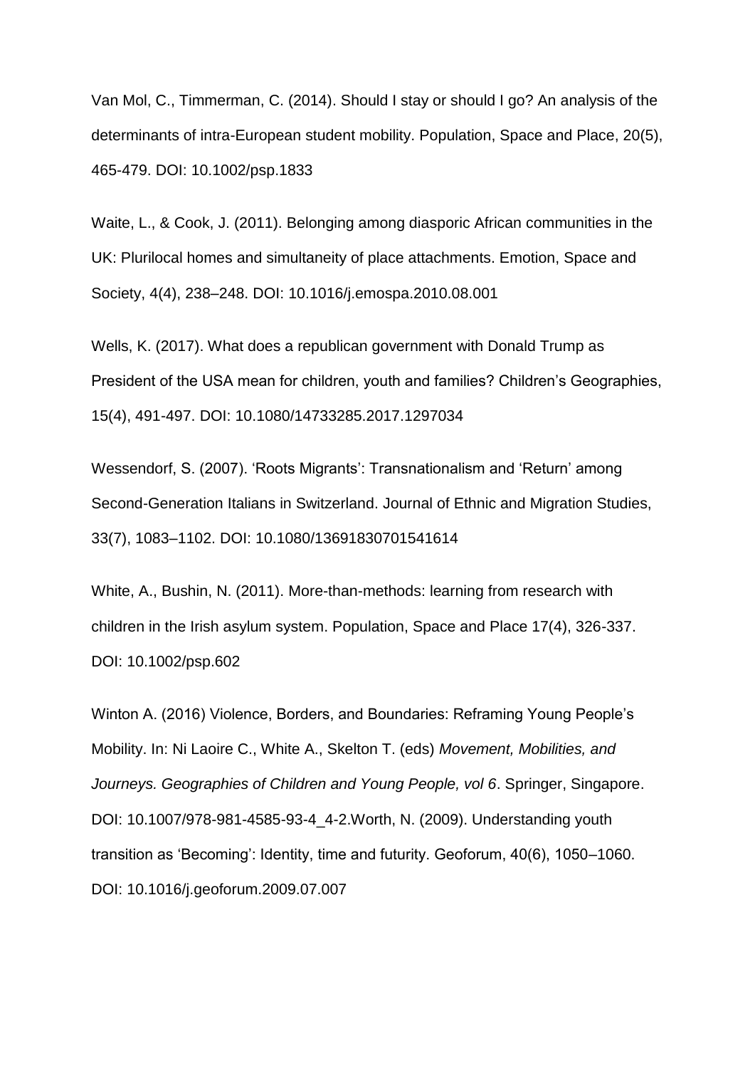Van Mol, C., Timmerman, C. (2014). Should I stay or should I go? An analysis of the determinants of intra-European student mobility. Population, Space and Place, 20(5), 465-479. DOI: 10.1002/psp.1833

Waite, L., & Cook, J. (2011). Belonging among diasporic African communities in the UK: Plurilocal homes and simultaneity of place attachments. Emotion, Space and Society, 4(4), 238–248. DOI: 10.1016/j.emospa.2010.08.001

Wells, K. (2017). What does a republican government with Donald Trump as President of the USA mean for children, youth and families? Children's Geographies, 15(4), 491-497. DOI: 10.1080/14733285.2017.1297034

Wessendorf, S. (2007). 'Roots Migrants': Transnationalism and 'Return' among Second-Generation Italians in Switzerland. Journal of Ethnic and Migration Studies, 33(7), 1083–1102. DOI: 10.1080/13691830701541614

White, A., Bushin, N. (2011). More-than-methods: learning from research with children in the Irish asylum system. Population, Space and Place 17(4), 326-337. DOI: 10.1002/psp.602

Winton A. (2016) Violence, Borders, and Boundaries: Reframing Young People's Mobility. In: Ni Laoire C., White A., Skelton T. (eds) *Movement, Mobilities, and Journeys. Geographies of Children and Young People, vol 6*. Springer, Singapore. DOI: 10.1007/978-981-4585-93-4_4-2.Worth, N. (2009). Understanding youth transition as 'Becoming': Identity, time and futurity. Geoforum, 40(6), 1050–1060. DOI: 10.1016/j.geoforum.2009.07.007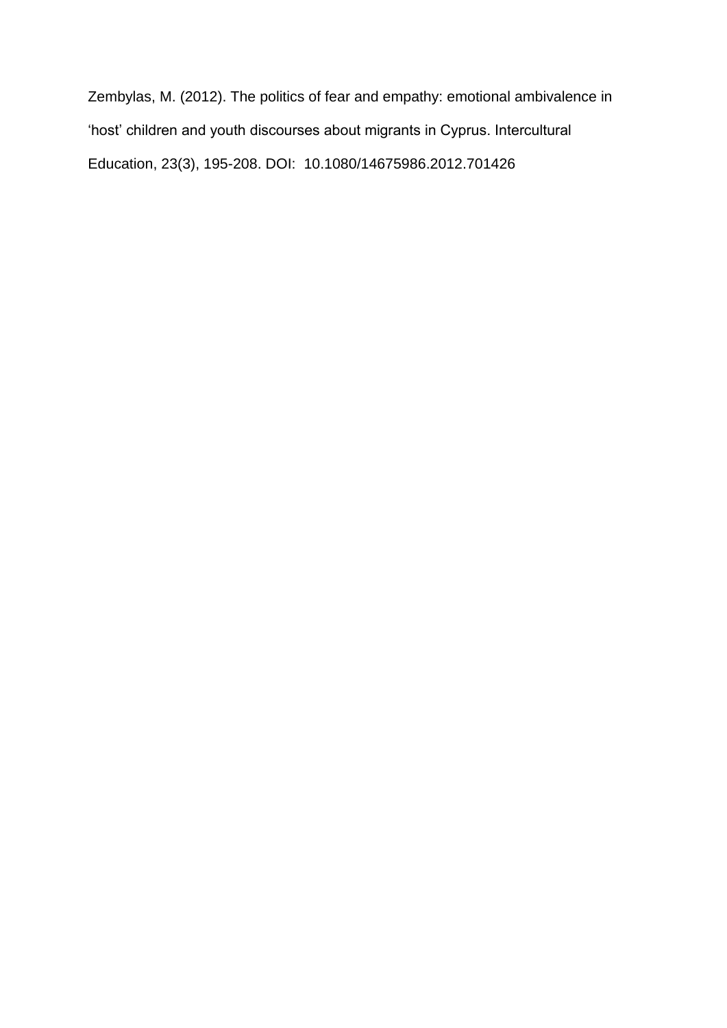Zembylas, M. (2012). The politics of fear and empathy: emotional ambivalence in 'host' children and youth discourses about migrants in Cyprus. Intercultural Education, 23(3), 195-208. DOI: 10.1080/14675986.2012.701426